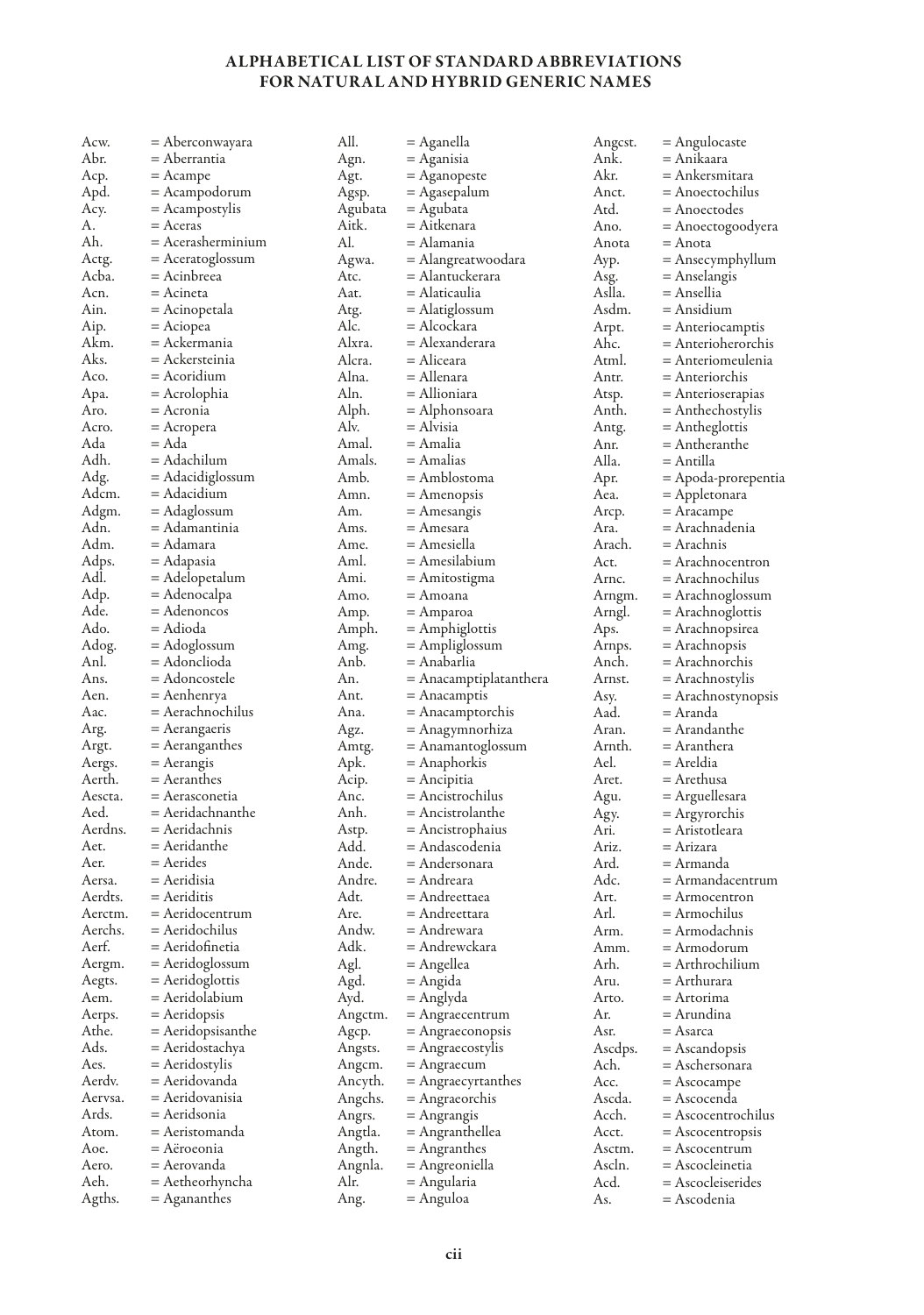# ALPHABETICAL LIST OF STANDARD ABBREVIATIONS FOR NATURAL AND HYBRID GENERIC NAMES

Acw. = Aberconwayara
Abr. = Aberrantia
Acp. = Acampe
Apd. = Acampodorum
Acy. = Acampostylis
A. = Aceras
Ah. = Acerasherminium
Actg. = Aceratoglossum
Acba. = Acinbreea
Acn. = Acineta
Ain. = Acinopetala
Aip. = Aciopea
Akm. = Ackermania
Aks. = Ackersteinia
Aco. = Acoridium
Apa. = Acrolophia
Aro. = Acronia
Acro. = Acropera
Ada = Ada
Adh. = Adachilum
Adg. = Adacidiglossum
Adcm. = Adacidium
Adgm. = Adaglossum
Adn. = Adamantinia
Adm. = Adamara
Adps. = Adapasia
Adl. = Adelopetalum
Adp. = Adenocalpa
Ade. = Adenoncos
Ado. = Adioda
Adog. = Adoglossum
Anl. = Adonclioda
Ans. = Adoncostele
Aen. = Aenhenrya
Aac. = Aerachnochilus
Arg. = Aerangaeris
Argt. = Aeranganthes
Aergs. = Aerangis
Aerth. = Aeranthes
Aescta. = Aerasconetia
Aed. = Aeridachnanthe
Aerdns. = Aeridachnis
Aet. = Aeridanthe
Aer. = Aerides
Aersa. = Aeridisia
Aerdts. = Aeriditis
Aerctm. = Aeridocentrum
Aerchs. = Aeridochilus
Aerf. = Aeridofinetia
Aergm. = Aeridoglossum
Aegts. = Aeridoglottis
Aem. = Aeridolabium
Aerps. = Aeridopsis
Athe. = Aeridopsisanthe
Ads. = Aeridostachya
Aes. = Aeridostylis
Aerdv. = Aeridovanda
Aervsa. = Aeridovanisia
Ards. = Aeridsonia
Atom. = Aeristomanda
Aoe. = Aëroeonia
Aero. = Aerovanda
Aeh. = Aetheorhyncha
Agths. = Aganan­thes
All. = Aganella
Agn. = Aganisia
Agt. = Aganopeste
Agsp. = Agasepalum
Agubata = Agubata
Aitk. = Aitkenara
Al. = Alamania
Agwa. = Alangreatwoodara
Atc. = Alantuckerara
Aat. = Alaticaulia
Atg. = Alatiglossum
Alc. = Alcockara
Alxra. = Alexanderara
Alcra. = Aliceara
Alna. = Allenara
Aln. = Allioniara
Alph. = Alphonsoara
Alv. = Alvisia
Amal. = Amalia
Amals. = Amalias
Amb. = Amblostoma
Amn. = Amenopsis
Am. = Amesangis
Ams. = Amesara
Ame. = Amesiella
Aml. = Amesilabium
Ami. = Amitostigma
Amo. = Amoana
Amp. = Amparoa
Amph. = Amphiglottis
Amg. = Ampliglossum
Anb. = Anabarlia
An. = Anacamptiplatanthera
Ant. = Anacamptis
Ana. = Anacamptorchis
Agz. = Anagymnorhiza
Amtg. = Anamantoglossum
Apk. = Anaphorkis
Acip. = Ancipitia
Anc. = Ancistrochilus
Anh. = Ancistrolanthe
Astp. = Ancistrophaius
Add. = Andascodenia
Ande. = Andersonara
Andre. = Andreara
Adt. = Andreettaea
Are. = Andreettara
Andw. = Andrewara
Adk. = Andrewckara
Agl. = Angellea
Agd. = Angida
Ayd. = Anglyda
Angctm. = Angraecentrum
Agcp. = Angraeconopsis
Angsts. = Angraecostylis
Angcm. = Angraecum
Ancyth. = Angraecyrtanthes
Angchs. = Angraeorchis
Angrs. = Angrangis
Angtla. = Angranthellea
Angth. = Angranthes
Angnla. = Angreoniella
Alr. = Angularia
Ang. = Anguloa
Angcst. = Angulocaste
Ank. = Anikaara
Akr. = Ankersmitara
Anct. = Anoectochilus
Atd. = Anoectodes
Ano. = Anoectogoodyera
Anota = Anota
Ayp. = Ansecymphyllum
Asg. = Anselangis
Aslla. = Ansellia
Asdm. = Ansidium
Arpt. = Anteriocamptis
Ahc. = Anterioherorchis
Atml. = Anteriomeulenia
Antr. = Anteriorchis
Atsp. = Anterioserapias
Anth. = Anthechostylis
Antg. = Antheglottis
Anr. = Antheranthe
Alla. = Antilla
Apr. = Apoda-prorepentia
Aea. = Appletonara
Arcp. = Aracampe
Ara. = Arachnadenia
Arach. = Arachnis
Act. = Arachnocentron
Arnc. = Arachnochilus
Arngm. = Arachnoglossum
Arngl. = Arachnoglottis
Aps. = Arachnopsirea
Arnps. = Arachnopsis
Anch. = Arachnorchis
Arnst. = Arachnostylis
Asy. = Arachnostynopsis
Aad. = Aranda
Aran. = Arandanthe
Arnth. = Aranthera
Ael. = Areldia
Aret. = Arethusa
Agu. = Arguellesara
Agy. = Argyrorchis
Ari. = Aristotleara
Ariz. = Arizara
Ard. = Armanda
Adc. = Armandacentrum
Art. = Armocentron
Arl. = Armochilus
Arm. = Armodachnis
Amm. = Armodorum
Arh. = Arthrochilium
Aru. = Arthurara
Arto. = Artorima
Ar. = Arundina
Asr. = Asarca
Ascdps. = Ascandopsis
Ach. = Aschersonara
Acc. = Ascocampe
Ascda. = Ascocenda
Acch. = Ascocentrochilus
Acct. = Ascocentropsis
Asctm. = Ascocentrum
Ascln. = Ascocleinetia
Acd. = Ascocleiserides
As. = Ascodenia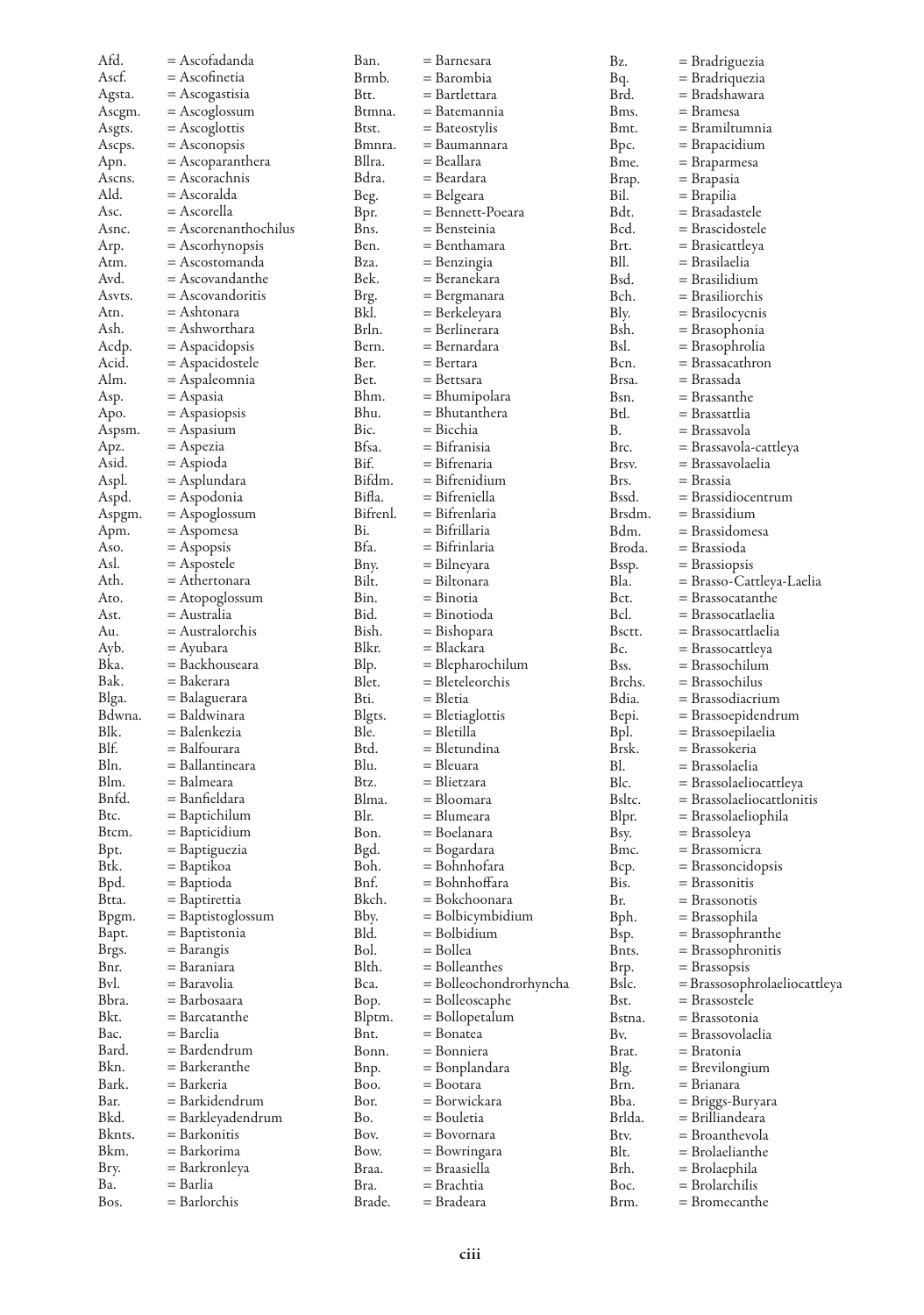Afd. = Ascofadanda
Ascf. = Ascofinetia
Agsta. = Ascogastisia
Ascgm. = Ascoglossum
Asgts. = Ascoglottis
Ascps. = Asconopsis
Apn. = Ascoparanthera
Ascns. = Ascorachnis
Ald. = Ascoralda
Asc. = Ascorella
Asnc. = Ascorenanthochilus
Arp. = Ascorhynopsis
Atm. = Ascostomanda
Avd. = Ascovandanthe
Asvts. = Ascovandoritis
Atn. = Ashtonara
Ash. = Ashworthara
Acdp. = Aspacidopsis
Acid. = Aspacidostele
Alm. = Aspaleomnia
Asp. = Aspasia
Apo. = Aspasiopsis
Aspsm. = Aspasium
Apz. = Aspezia
Asid. = Aspioda
Aspl. = Asplundara
Aspd. = Aspodonia
Aspgm. = Aspoglossum
Apm. = Aspomesa
Aso. = Aspopsis
Asl. = Aspostele
Ath. = Athertonara
Ato. = Atopoglossum
Ast. = Australia
Au. = Australorchis
Ayb. = Ayubara
Bka. = Backhouseara
Bak. = Bakerara
Blga. = Balaguerara
Bdwna. = Baldwinara
Blk. = Balenkezia
Blf. = Balfourara
Bln. = Ballantineara
Blm. = Balmeara
Bnfd. = Banfieldara
Btc. = Baptichilum
Btcm. = Bapticidium
Bpt. = Baptiguezia
Btk. = Baptikoa
Bpd. = Baptioda
Btta. = Baptirettia
Bpgm. = Baptistoglossum
Bapt. = Baptistonia
Brgs. = Barangis
Bnr. = Baraniara
Bvl. = Baravolia
Bbra. = Barbosaara
Bkt. = Barcatanthe
Bac. = Barclia
Bard. = Bardendrum
Bkn. = Barkeranthe
Bark. = Barkeria
Bar. = Barkidendrum
Bkd. = Barkleyadendrum
Bknts. = Barkonitis
Bkm. = Barkorima
Bry. = Barkronleya
Ba. = Barlia
Bos. = Barlorchis
Ban. = Barnesara
Brmb. = Barombia
Btt. = Bartlettara
Btmna. = Batemannia
Btst. = Bateostylis
Bmnra. = Baumannara
Bllra. = Beallara
Bdra. = Beardara
Beg. = Belgeara
Bpr. = Bennett-Poeara
Bns. = Bensteinia
Ben. = Benthamara
Bza. = Benzingia
Bek. = Beranekara
Brg. = Bergmanara
Bkl. = Berkeleyara
Brln. = Berlinerara
Bern. = Bernardara
Ber. = Bertara
Bet. = Bettsara
Bhm. = Bhumipolara
Bhu. = Bhutanthera
Bic. = Bicchia
Bfsa. = Bifranisia
Bif. = Bifrenaria
Bifdm. = Bifrenidium
Bifla. = Bifreniella
Bifrenl. = Bifrenlaria
Bi. = Bifrillaria
Bfa. = Bifrinlaria
Bny. = Bilneyara
Bilt. = Biltonara
Bin. = Binotia
Bid. = Binotioda
Bish. = Bishopara
Blkr. = Blackara
Blp. = Blepharochilum
Blet. = Bleteleorchis
Bti. = Bletia
Blgts. = Bletiaglottis
Ble. = Bletilla
Btd. = Bletundina
Blu. = Bleuara
Btz. = Blietzara
Blma. = Bloomara
Blr. = Blumeara
Bon. = Boelanara
Bgd. = Bogardara
Boh. = Bohnhofara
Bnf. = Bohnhoffara
Bkch. = Bokchoonara
Bby. = Bolbicymbidium
Bld. = Bolbidium
Bol. = Bollea
Blth. = Bolleanthes
Bca. = Bolleochondrorhyncha
Bop. = Bolleoscaphe
Blptm. = Bollopetalum
Bnt. = Bonatea
Bonn. = Bonniera
Bnp. = Bonplandara
Boo. = Bootara
Bor. = Borwickara
Bo. = Bouletia
Bov. = Bovornara
Bow. = Bowringara
Braa. = Braasiella
Bra. = Brachtia
Brade. = Bradeara
Bz. = Bradriguezia
Bq. = Bradriquezia
Brd. = Bradshawara
Bms. = Bramesa
Bmt. = Bramiltumnia
Bpc. = Brapacidium
Bme. = Braparmesa
Brap. = Brapasia
Bil. = Brapilia
Bdt. = Brasadastele
Bcd. = Brascidostele
Brt. = Brasicattleya
Bll. = Brasilaelia
Bsd. = Brasilidium
Bch. = Brasiliorchis
Bly. = Brasilocycnis
Bsh. = Brasophonia
Bsl. = Brasophrolia
Bcn. = Brassacathron
Brsa. = Brassada
Bsn. = Brassanthe
Btl. = Brassattlia
B. = Brassavola
Brc. = Brassavola-cattleya
Brsv. = Brassavolaelia
Brs. = Brassia
Bssd. = Brassidiocentrum
Brsdm. = Brassidium
Bdm. = Brassidomesa
Broda. = Brassioda
Bssp. = Brassiopsis
Bla. = Brasso-Cattleya-Laelia
Bct. = Brassocatanthe
Bcl. = Brassocatlaelia
Bsctt. = Brassocattlaelia
Bc. = Brassocattleya
Bss. = Brassochilum
Brchs. = Brassochilus
Bdia. = Brassodiacrium
Bepi. = Brassoepidendrum
Bpl. = Brassoepilaelia
Brsk. = Brassokeria
Bl. = Brassolaelia
Blc. = Brassolaeliocattleya
Bsltc. = Brassolaeliocattlonitis
Blpr. = Brassolaeliophila
Bsy. = Brassoleya
Bmc. = Brassomicra
Bcp. = Brassoncidopsis
Bis. = Brassonitis
Br. = Brassonotis
Bph. = Brassophila
Bsp. = Brassophranthe
Bnts. = Brassophronitis
Brp. = Brassopsis
Bslc. = Brassosophrolaeliocattleya
Bst. = Brassostele
Bstna. = Brassotonia
Bv. = Brassovolaelia
Brat. = Bratonia
Blg. = Brevilongium
Brn. = Brianara
Bba. = Briggs-Buryara
Brlda. = Brilliandeara
Btv. = Broanthevola
Blt. = Brolaelianthe
Brh. = Brolaephila
Boc. = Brolarchilis
Brm. = Bromecanthe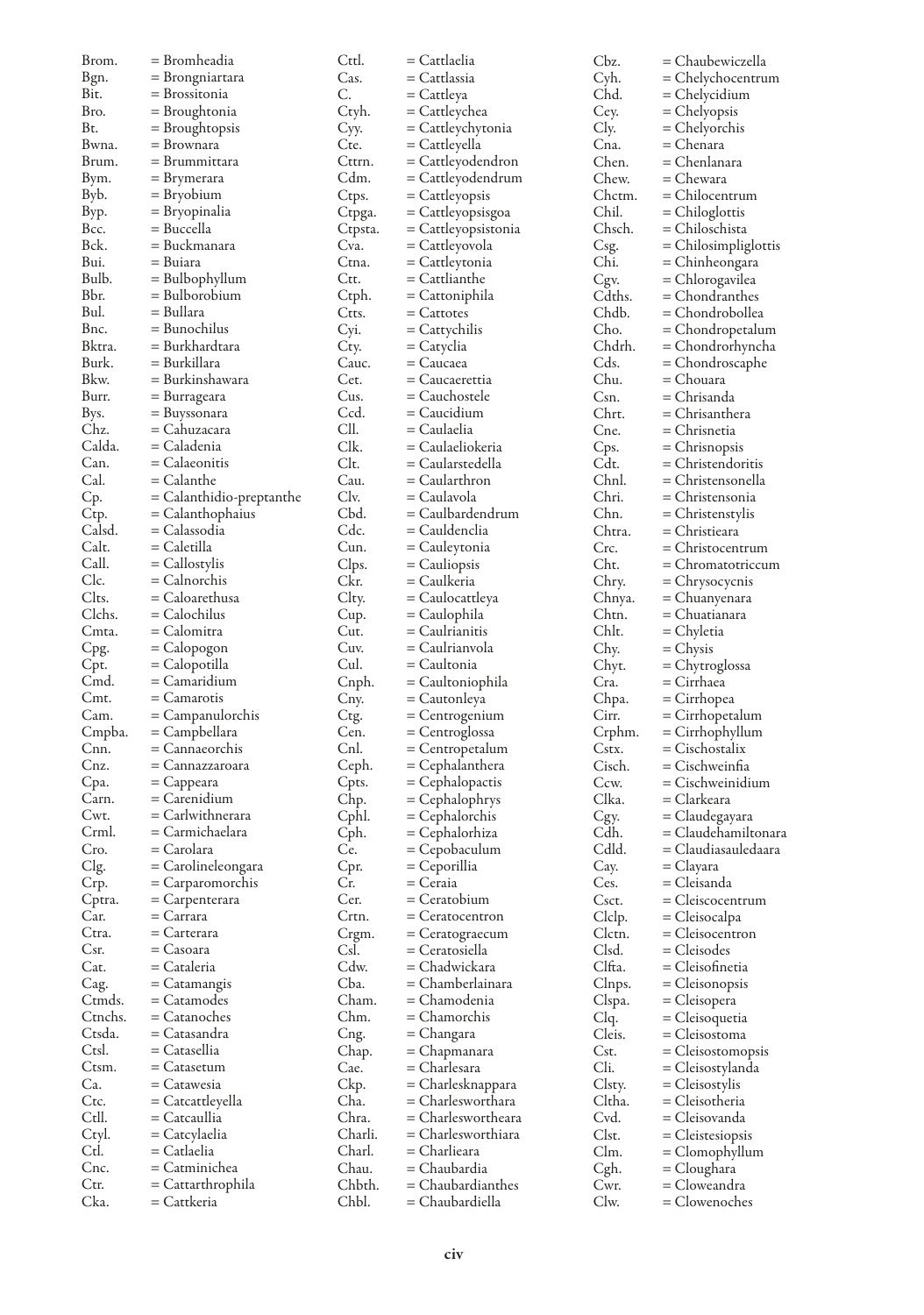Brom. = Bromheadia
Bgn. = Brongniartara
Bit. = Brossitonia
Bro. = Broughtonia
Bt. = Broughtopsis
Bwna. = Brownara
Brum. = Brummittara
Bym. = Brymerara
Byb. = Bryobium
Byp. = Bryopinalia
Bcc. = Buccella
Bck. = Buckmanara
Bui. = Buiara
Bulb. = Bulbophyllum
Bbr. = Bulborobium
Bul. = Bullara
Bnc. = Bunochilus
Bktra. = Burkhardtara
Burk. = Burkillara
Bkw. = Burkinshawara
Burr. = Burrageara
Bys. = Buyssonara
Chz. = Cahuzacara
Calda. = Caladenia
Can. = Calaeonitis
Cal. = Calanthe
Cp. = Calanthidio-preptanthe
Ctp. = Calanthophaius
Calsd. = Calassodia
Calt. = Caletilla
Call. = Callostylis
Clc. = Calnorchis
Clts. = Caloarethusa
Clchs. = Calochilus
Cmta. = Calomitra
Cpg. = Calopogon
Cpt. = Calopotilla
Cmd. = Camaridium
Cmt. = Camarotis
Cam. = Campanulorchis
Cmpba. = Campbellara
Cnn. = Cannaeorchis
Cnz. = Cannazzaroara
Cpa. = Cappeara
Carn. = Carenidium
Cwt. = Carlwithnerara
Crml. = Carmichaelara
Cro. = Carolara
Clg. = Carolineleongara
Crp. = Carparomorchis
Cptra. = Carpenterara
Car. = Carrara
Ctra. = Carterara
Csr. = Casoara
Cat. = Cataleria
Cag. = Catamangis
Ctmds. = Catamodes
Ctnchs. = Catanoches
Ctsda. = Catasandra
Ctsl. = Catasellia
Ctsm. = Catasetum
Ca. = Catawesia
Ctc. = Catcattleyella
Ctll. = Catcaullia
Ctyl. = Catcylaelia
Ctl. = Catlaelia
Cnc. = Catminichea
Ctr. = Cattarthrophila
Cka. = Cattkeria
Cttl. = Cattlaelia
Cas. = Cattlassia
C. = Cattleya
Ctyh. = Cattleychea
Cyy. = Cattleychytonia
Cte. = Cattleyella
Cttrn. = Cattleyodendron
Cdm. = Cattleyodendrum
Ctps. = Cattleyopsis
Ctpga. = Cattleyopsisgoa
Ctpsta. = Cattleyopsistonia
Cva. = Cattleyovola
Ctna. = Cattleytonia
Ctt. = Cattlianthe
Ctph. = Cattoniphila
Ctts. = Cattotes
Cyi. = Cattychilis
Cty. = Catyclia
Cauc. = Caucaea
Cet. = Caucaerettia
Cus. = Cauchostele
Ccd. = Caucidium
Cll. = Caulaelia
Clk. = Caulaeliokeria
Clt. = Caularstedella
Cau. = Cauiarthron
Clv. = Caulavola
Cbd. = Caulbardendrum
Cdc. = Cauldenclia
Cun. = Cauleytonia
Clps. = Cauliopsis
Ckr. = Caulkeria
Clty. = Caulocattleya
Cup. = Caulophila
Cut. = Caulrianitis
Cuv. = Caulrianvola
Cul. = Caultonia
Cnph. = Caultoniophila
Cny. = Cautonleya
Ctg. = Centrogenium
Cen. = Centroglossa
Cnl. = Centropetalum
Ceph. = Cephalanthera
Cpts. = Cephalopactis
Chp. = Cephalophrys
Cphl. = Cephalorchis
Cph. = Cephalorhiza
Ce. = Cepobaculum
Cpr. = Ceporillia
Cr. = Ceraia
Cer. = Ceratobium
Crtn. = Ceratocentron
Crgm. = Ceratograecum
Csl. = Ceratosiella
Cdw. = Chadwickara
Cba. = Chamberlainara
Cham. = Chamodenia
Chm. = Chamorchis
Cng. = Changara
Chap. = Chapmanara
Cae. = Charlesara
Ckp. = Charlesknappara
Cha. = Charlesworthara
Chra. = Charleswortheara
Charli. = Charlesworthiara
Charl. = Charlieara
Chau. = Chaubardia
Chbth. = Chaubardianthes
Chbl. = Chaubardiella
Cbz. = Chaubewiczella
Cyh. = Chelychocentrum
Chd. = Chelycidium
Cey. = Chelyopsis
Cly. = Chelyorchis
Cna. = Chenara
Chen. = Chenlanara
Chew. = Chewara
Chctm. = Chilocentrum
Chil. = Chiloglottis
Chsch. = Chiloschista
Csg. = Chilosimpliglottis
Chi. = Chinheongara
Cgv. = Chlorogavilea
Cdths. = Chondranthes
Chdb. = Chondrobollea
Cho. = Chondropetalum
Chdrh. = Chondrorhyncha
Cds. = Chondroscaphe
Chu. = Chouara
Csn. = Chrisanda
Chrt. = Chrisanthera
Cne. = Chrisnetia
Cps. = Chrisnopsis
Cdt. = Christendoritis
Chnl. = Christensonella
Chri. = Christensonia
Chn. = Christenstylis
Chtra. = Christieara
Crc. = Christocentrum
Cht. = Chromatotriccum
Chry. = Chrysocycnis
Chnya. = Chuanyenara
Chtn. = Chuatianara
Chlt. = Chyletia
Chy. = Chysis
Chyt. = Chytroglossa
Cra. = Cirrhaea
Chpa. = Cirrhopea
Cirr. = Cirrhopetalum
Crphm. = Cirrhophyllum
Cstx. = Cischostalix
Cisch. = Cischweinfia
Ccw. = Cischweinidium
Clka. = Clarkeara
Cgy. = Claudegayara
Cdh. = Claudehamiltonara
Cdld. = Claudiasauledaara
Cay. = Clayara
Ces. = Cleisanda
Csct. = Cleiscocentrum
Clclp. = Cleisocalpa
Clctn. = Cleisocentron
Clsd. = Cleisodes
Clfta. = Cleisofinetia
Clnps. = Cleisonopsis
Clspa. = Cleisopera
Clq. = Cleisoquetia
Cleis. = Cleisostoma
Cst. = Cleisostomopsis
Cli. = Cleisostylanda
Clsty. = Cleisostylis
Cltha. = Cleisotheria
Cvd. = Cleisovanda
Clst. = Cleistesiopsis
Clm. = Clomophyllum
Cgh. = Cloughara
Cwr. = Cloweandra
Clw. = Clowenoches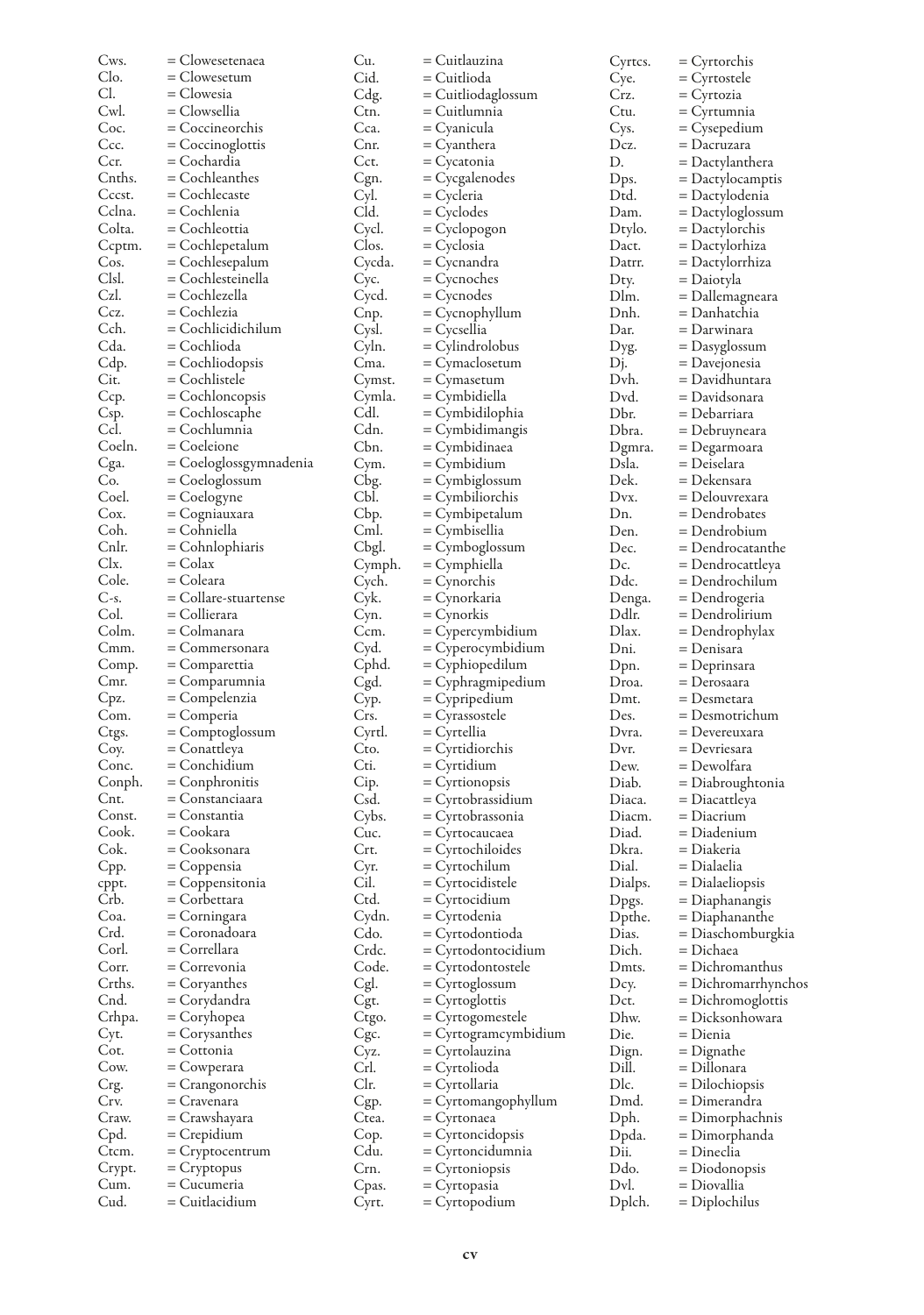Cws. = Clowesetenaea
Clo. = Clowesetum
Cl. = Clowesia
Cwl. = Clowsellia
Coc. = Coccineorchis
Ccc. = Coccinoglottis
Ccr. = Cochardia
Cnths. = Cochleanthes
Cccst. = Cochlecaste
Cclna. = Cochlenia
Colta. = Cochleottia
Ccptm. = Cochlepetalum
Cos. = Cochlesepalum
Clsl. = Cochlesteinella
Czl. = Cochlezella
Ccz. = Cochlezia
Cch. = Cochlicidichilum
Cda. = Cochlioda
Cdp. = Cochliodopsis
Cit. = Cochlistele
Ccp. = Cochloncopsis
Csp. = Cochloscaphe
Ccl. = Cochlumnia
Coeln. = Coeleione
Cga. = Coeloglossgymnadenia
Co. = Coeloglossum
Coel. = Coelogyne
Cox. = Cogniauxara
Coh. = Cohniella
Cnlr. = Cohnlophiaris
Clx. = Colax
Cole. = Coleara
C-s. = Collare-stuartense
Col. = Collierara
Colm. = Colmanara
Cmm. = Commersonara
Comp. = Comparettia
Cmr. = Comparumnia
Cpz. = Compelenzia
Com. = Comperia
Ctgs. = Comptoglossum
Coy. = Conattleya
Conc. = Conchidium
Conph. = Conphronitis
Cnt. = Constanciaara
Const. = Constantia
Cook. = Cookara
Cok. = Cooksonara
Cpp. = Coppensia
cppt. = Coppensitonia
Crb. = Corbettara
Coa. = Corningara
Crd. = Coronadoara
Corl. = Correllara
Corr. = Correvonia
Crths. = Coryanthes
Cnd. = Corydandra
Crhpa. = Coryhopea
Cyt. = Corysanthes
Cot. = Cottonia
Cow. = Cowperara
Crg. = Crangonorchis
Crv. = Cravenara
Craw. = Crawshayara
Cpd. = Crepidium
Ctcm. = Cryptocentrum
Crypt. = Cryptopus
Cum. = Cucumeria
Cud. = Cuitlacidium
Cu. = Cuitlauzina
Cid. = Cuitlioda
Cdg. = Cuitliodaglossum
Ctn. = Cuitlumnia
Cca. = Cyanicula
Cnr. = Cyanthera
Cct. = Cycatonia
Cgn. = Cycgalenodes
Cyl. = Cycleria
Cld. = Cyclodes
Cycl. = Cyclopogon
Clos. = Cyclosia
Cycda. = Cycnandra
Cyc. = Cycnoches
Cycd. = Cycnodes
Cnp. = Cycnophyllum
Cysl. = Cycsellia
Cyln. = Cylindrolobus
Cma. = Cymaclosetum
Cymst. = Cymasetum
Cymla. = Cymbidiella
Cdl. = Cymbidilophia
Cdn. = Cymbidimangis
Cbn. = Cymbidinaea
Cym. = Cymbidium
Cbg. = Cymbiglossum
Cbl. = Cymbiliorchis
Cbp. = Cymbipetalum
Cml. = Cymbisellia
Cbgl. = Cymboglossum
Cymph. = Cymphiella
Cych. = Cynorchis
Cyk. = Cynorkaria
Cyn. = Cynorkis
Ccm. = Cypercymbidium
Cyd. = Cyperocymbidium
Cphd. = Cyphiopedilum
Cgd. = Cyphragmipedium
Cyp. = Cypripedium
Crs. = Cyrassostele
Cyrtl. = Cyrtellia
Cto. = Cyrtidiorchis
Cti. = Cyrtidium
Cip. = Cyrtionopsis
Csd. = Cyrtobrassidium
Cybs. = Cyrtobrassonia
Cuc. = Cyrtocaucaea
Crt. = Cyrtochiloides
Cyr. = Cyrtochilum
Cil. = Cyrtocidistele
Ctd. = Cyrtocidium
Cydn. = Cyrtodenia
Cdo. = Cyrtodontioda
Crdc. = Cyrtodontocidium
Code. = Cyrtodontostele
Cgl. = Cyrtoglossum
Cgt. = Cyrtoglottis
Ctgo. = Cyrtogomestele
Cgc. = Cyrtogramcymbidium
Cyz. = Cyrtolauzina
Crl. = Cyrtolioda
Clr. = Cyrtollaria
Cgp. = Cyrtomangophyllum
Ctea. = Cyrtonaea
Cop. = Cyrtoncidopsis
Cdu. = Cyrtoncidumnia
Crn. = Cyrtoniopsis
Cpas. = Cyrtopasia
Cyrt. = Cyrtopodium
Cyrtcs. = Cyrtorchis
Cye. = Cyrtostele
Crz. = Cyrtozia
Ctu. = Cyrtumnia
Cys. = Cysepedium
Dcz. = Dacruzara
D. = Dactylanthera
Dps. = Dactylocamptis
Dtd. = Dactylodenia
Dam. = Dactyloglossum
Dtylo. = Dactylorchis
Dact. = Dactylorhiza
Datrr. = Dactylorrhiza
Dty. = Daiotyla
Dlm. = Dallemagneara
Dnh. = Danhatchia
Dar. = Darwinara
Dyg. = Dasyglossum
Dj. = Davejonesia
Dvh. = Davidhuntara
Dvd. = Davidsonara
Dbr. = Debarriara
Dbra. = Debruyneara
Dgmra. = Degarmoara
Dsla. = Deiselara
Dek. = Dekensara
Dvx. = Delouvrexara
Dn. = Dendrobates
Den. = Dendrobium
Dec. = Dendrocatanthe
Dc. = Dendrocattleya
Ddc. = Dendrochilum
Denga. = Dendrogeria
Ddlr. = Dendrolirium
Dlax. = Dendrophylax
Dni. = Denisara
Dpn. = Deprinsara
Droa. = Derosaara
Dmt. = Desmetara
Des. = Desmotrichum
Dvra. = Devereuxara
Dvr. = Devriesara
Dew. = Dewolfara
Diab. = Diabroughtonia
Diaca. = Diacattleya
Diacm. = Diacrium
Diad. = Diadenium
Dkra. = Diakeria
Dial. = Dialaelia
Dialps. = Dialaeliopsis
Dpgs. = Diaphanangis
Dpthe. = Diaphananthe
Dias. = Diaschomburgkia
Dich. = Dichaea
Dmts. = Dichromanthus
Dcy. = Dichromarrhynchos
Dct. = Dichromoglottis
Dhw. = Dicksonhowara
Die. = Dienia
Dign. = Dignathe
Dill. = Dillonara
Dlc. = Dilochiopsis
Dmd. = Dimerandra
Dph. = Dimorphachnis
Dpda. = Dimorphanda
Dii. = Dineclia
Ddo. = Diodonopsis
Dvl. = Diovallia
Dplch. = Diplochilus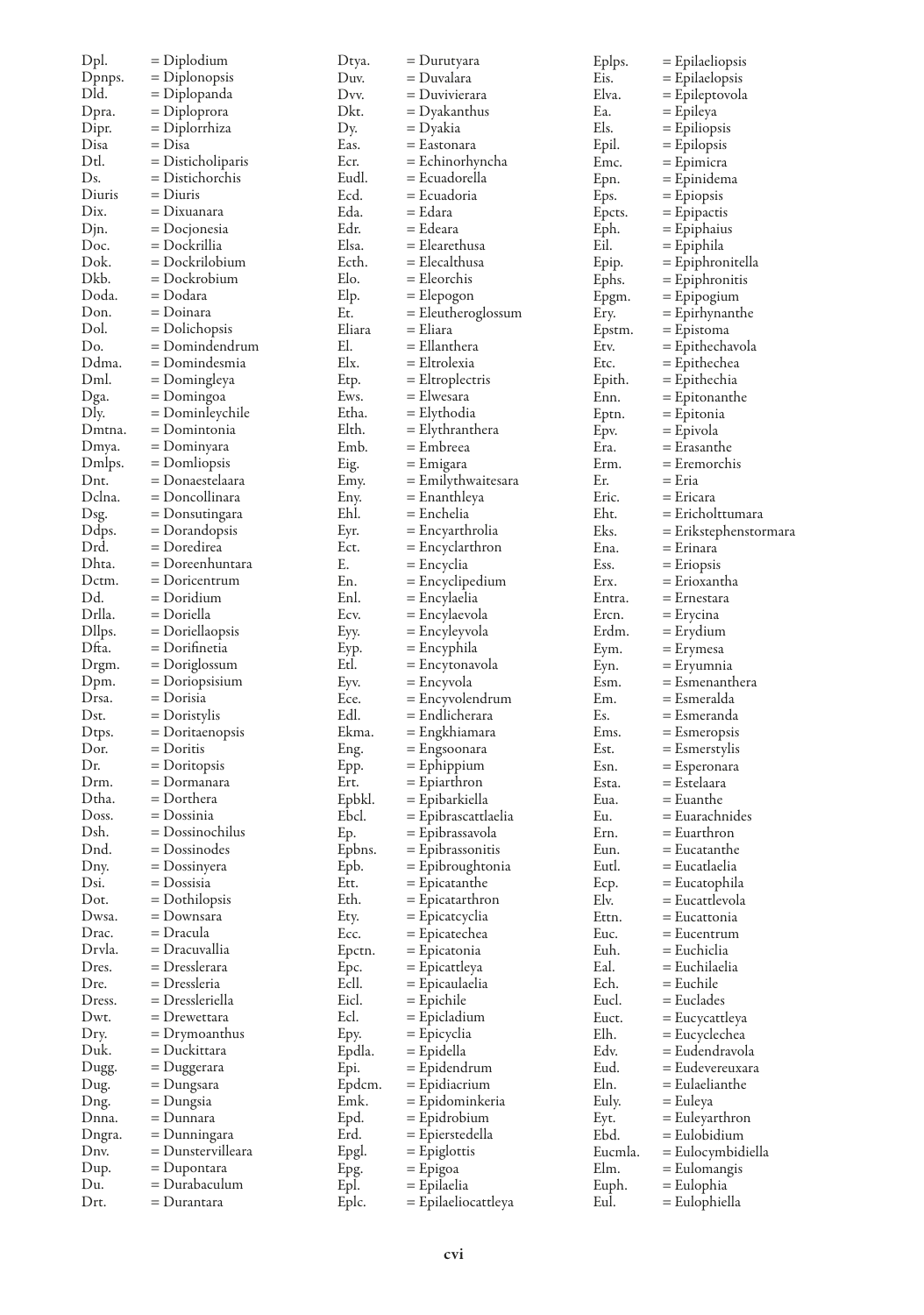Dpl. = Diplodium
Dpnps. = Diplonopsis
Dld. = Diplopanda
Dpra. = Diploprora
Dipr. = Diplorrhiza
Disa = Disa
Dtl. = Disticholiparis
Ds. = Distichorchis
Diuris = Diuris
Dix. = Dixuanara
Djn. = Docjonesia
Doc. = Dockrillia
Dok. = Dockrilobium
Dkb. = Dockrobium
Doda. = Dodara
Don. = Doinara
Dol. = Dolichopsis
Do. = Domindendrum
Ddma. = Domindesmia
Dml. = Domingleya
Dga. = Domingoa
Dly. = Dominleychile
Dmtna. = Domintonia
Dmya. = Dominyara
Dmlps. = Domliopsis
Dnt. = Donaestelaara
Dclna. = Doncollinara
Dsg. = Donsutingara
Ddps. = Dorandopsis
Drd. = Doredirea
Dhta. = Doreenhuntara
Dctm. = Doricentrum
Dd. = Doridium
Drlla. = Doriella
Dllps. = Doriellaopsis
Dfta. = Dorifinetia
Drgm. = Doriglossum
Dpm. = Doriopsisium
Drsa. = Dorisia
Dst. = Doristylis
Dtps. = Doritaenopsis
Dor. = Doritis
Dr. = Doritopsis
Drm. = Dormanara
Dtha. = Dorthera
Doss. = Dossinia
Dsh. = Dossinochilus
Dnd. = Dossinodes
Dny. = Dossinyera
Dsi. = Dossisia
Dot. = Dothilopsis
Dwsa. = Downsara
Drac. = Dracula
Drvla. = Dracuvallia
Dres. = Dresslerara
Dre. = Dressleria
Dress. = Dressleriella
Dwt. = Drewettara
Dry. = Drymoanthus
Duk. = Duckittara
Dugg. = Duggerara
Dug. = Dungsara
Dng. = Dungsia
Dnna. = Dunnara
Dngra. = Dunningara
Dnv. = Dunstervilleara
Dup. = Dupontara
Du. = Durabaculum
Drt. = Durantara
Dtya. = Durutyara
Duv. = Duvalara
Dvv. = Duvivierara
Dkt. = Dyakanthus
Dy. = Dyakia
Eas. = Eastonara
Ecr. = Echinorhyncha
Eudl. = Ecuadorella
Ecd. = Ecuadoria
Eda. = Edara
Edr. = Edeara
Elsa. = Elearethusa
Ecth. = Elecalthusa
Elo. = Eleorchis
Elp. = Elepogon
Et. = Eleutheroglossum
Eliara = Eliara
El. = Ellanthera
Elx. = Eltrolexia
Etp. = Eltroplectris
Ews. = Elwesara
Etha. = Elythodia
Elth. = Elythranthera
Emb. = Embreea
Eig. = Emigara
Emy. = Emilythwaitesara
Eny. = Enanthleya
Ehl. = Enchelia
Eyr. = Encyarthrolia
Ect. = Encyclarthron
E. = Encyclia
En. = Encyclipedium
Enl. = Encylaelia
Ecv. = Encylaevola
Eyy. = Encyleyvola
Eyp. = Encyphila
Etl. = Encytonavola
Eyv. = Encyvola
Ece. = Encyvolendrum
Edl. = Endlicherara
Ekma. = Engkhiamara
Eng. = Engsoonara
Epp. = Ephippium
Ert. = Epiarthron
Epbkl. = Epibarkiella
Ebcl. = Epibrascattlaelia
Ep. = Epibrassavola
Epbns. = Epibrassonitis
Epb. = Epibroughtonia
Ett. = Epicatanthe
Eth. = Epicatarthron
Ety. = Epicatcyclia
Ecc. = Epicatechea
Epctn. = Epicatonia
Epc. = Epicattleya
Ecll. = Epicaulaelia
Eicl. = Epichile
Ecl. = Epicladium
Epy. = Epicyclia
Epdla. = Epidella
Epi. = Epidendrum
Epdcm. = Epidiacrium
Emk. = Epidominkeria
Epd. = Epidrobium
Erd. = Epierstedella
Epgl. = Epiglottis
Epg. = Epigoa
Epl. = Epilaelia
Eplc. = Epilaeliocattleya
Eplps. = Epilaeliopsis
Eis. = Epilaelopsis
Elva. = Epileptovola
Ea. = Epileya
Els. = Epiliopsis
Epil. = Epilopsis
Emc. = Epimicra
Epn. = Epinidema
Eps. = Epiopsis
Epcts. = Epipactis
Eph. = Epiphaius
Eil. = Epiphila
Epip. = Epiphronitella
Ephs. = Epiphronitis
Epgm. = Epipogium
Ery. = Epirhynanthe
Epstm. = Epistoma
Etv. = Epithechavola
Etc. = Epithechea
Epith. = Epithechia
Enn. = Epitonanthe
Eptn. = Epitonia
Epv. = Epivola
Era. = Erasanthe
Erm. = Eremorchis
Er. = Eria
Eric. = Ericara
Eht. = Ericholttumara
Eks. = Erikstephenstormara
Ena. = Erinara
Ess. = Eriopsis
Erx. = Erioxantha
Entra. = Ernestara
Ercn. = Erycina
Erdm. = Erydium
Eym. = Erymesa
Eyn. = Eryumnia
Esm. = Esmenanthera
Em. = Esmeralda
Es. = Esmeranda
Ems. = Esmeropsis
Est. = Esmerstylis
Esn. = Esperonara
Esta. = Estelaara
Eua. = Euanthe
Eu. = Euarachnides
Ern. = Euarthron
Eun. = Eucatanthe
Eutl. = Eucatlaelia
Ecp. = Eucatophila
Elv. = Eucattlevola
Ettn. = Eucattonia
Euc. = Eucentrum
Euh. = Euchiclia
Eal. = Euchilaelia
Ech. = Euchile
Eucl. = Euclades
Euct. = Eucycattleya
Elh. = Eucyclechea
Edv. = Eudendravola
Eud. = Eudevereuxara
Eln. = Eulaelianthe
Euly. = Euleya
Eyt. = Euleyarthron
Ebd. = Eulobidium
Eucmla. = Eulocymbidiella
Elm. = Eulomangis
Euph. = Eulophia
Eul. = Eulophiella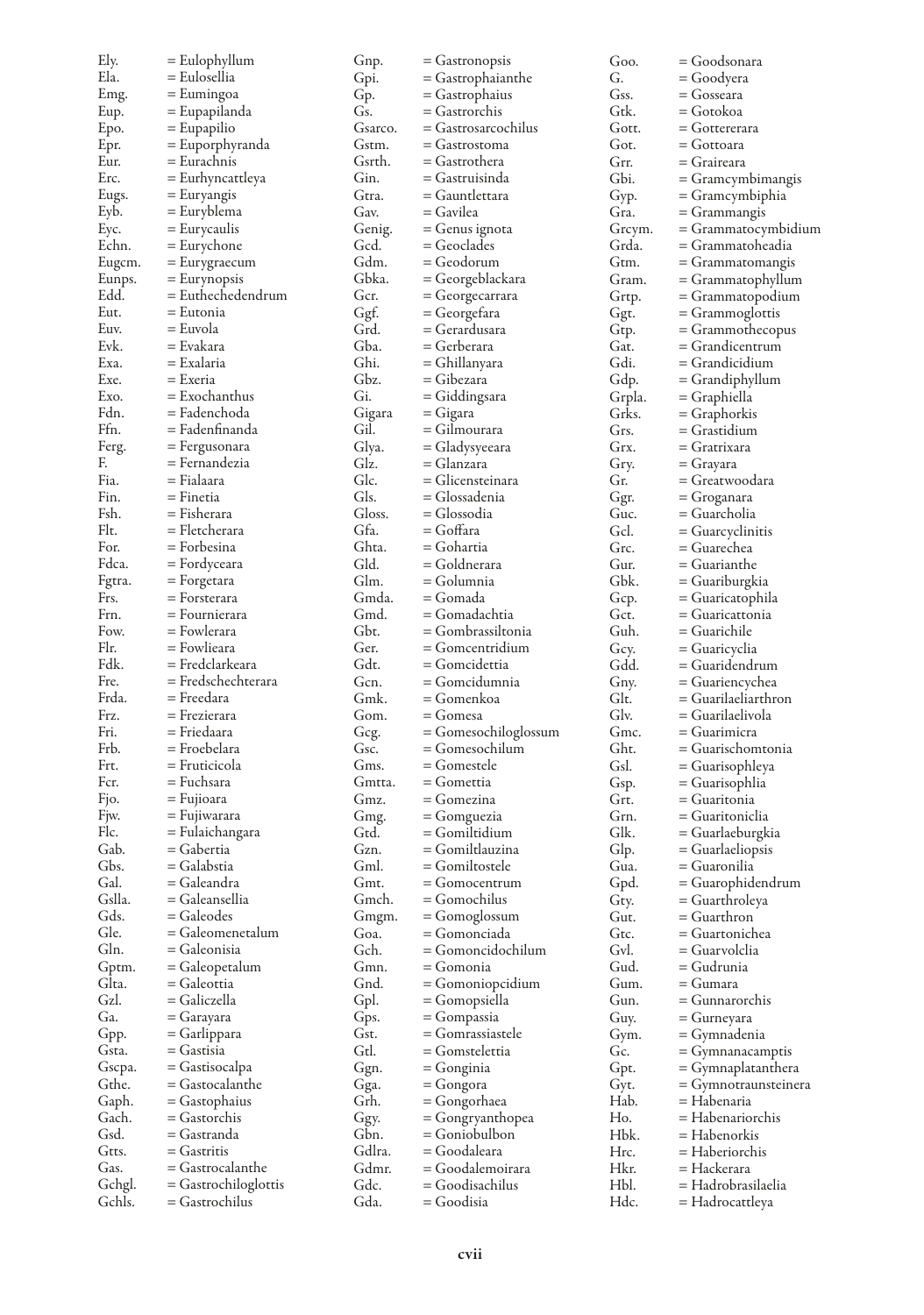Ely. = Eulophyllum
Ela. = Eulosellia
Emg. = Eumingoa
Eup. = Eupapilanda
Epo. = Eupapilio
Epr. = Euporphyranda
Eur. = Eurachnis
Erc. = Eurhyncattleya
Eugs. = Euryangis
Eyb. = Euryblema
Eyc. = Eurycaulis
Echn. = Eurychone
Eugcm. = Eurygraecum
Eunps. = Eurynopsis
Edd. = Euthechedendrum
Eut. = Eutonia
Euv. = Euvola
Evk. = Evakara
Exa. = Exalaria
Exe. = Exeria
Exo. = Exochanthus
Fdn. = Fadenchoda
Ffn. = Fadenfinanda
Ferg. = Fergusonara
F. = Fernandezia
Fia. = Fialaara
Fin. = Finetia
Fsh. = Fisherara
Flt. = Fletcherara
For. = Forbesina
Fdca. = Fordyceara
Fgtra. = Forgetara
Frs. = Forsterara
Frn. = Fournierara
Fow. = Fowlerara
Flr. = Fowlieara
Fdk. = Fredclarkeara
Fre. = Fredschechterara
Frda. = Freedara
Frz. = Frezierara
Fri. = Friedaara
Frb. = Froebelara
Frt. = Fruticicola
Fcr. = Fuchsara
Fjo. = Fujioara
Fjw. = Fujiwarara
Flc. = Fulaichangara
Gab. = Gabertia
Gbs. = Galabstia
Gal. = Galeandra
Gslla. = Galeansellia
Gds. = Galeodes
Gle. = Galeomenetalum
Gln. = Galeonisia
Gptm. = Galeopetalum
Glta. = Galeottia
Gzl. = Galiczella
Ga. = Garayara
Gpp. = Garlippara
Gsta. = Gastisia
Gscpa. = Gastisocalpa
Gthe. = Gastocalanthe
Gaph. = Gastophaius
Gach. = Gastorchis
Gsd. = Gastranda
Gtts. = Gastritis
Gas. = Gastrocalanthe
Gchgl. = Gastrochiloglottis
Gchls. = Gastrochilus
Gnp. = Gastronopsis
Gpi. = Gastrophaianthe
Gp. = Gastrophaius
Gs. = Gastrorchis
Gsarco. = Gastrosarcochilus
Gstm. = Gastrostoma
Gsrth. = Gastrothera
Gin. = Gastruisinda
Gtra. = Gauntlettara
Gav. = Gavilea
Genig. = Genus ignota
Gcd. = Geoclades
Gdm. = Geodorum
Gbka. = Georgeblackara
Gcr. = Georgecarrara
Ggf. = Georgefara
Grd. = Gerardusara
Gba. = Gerberara
Ghi. = Ghillanyara
Gbz. = Gibezara
Gi. = Giddingsara
Gigara = Gigara
Gil. = Gilmourara
Glya. = Gladysyeeara
Glz. = Glanzara
Glc. = Glicensteinara
Gls. = Glossadenia
Gloss. = Glossodia
Gfa. = Goffara
Ghta. = Gohartia
Gld. = Goldnerara
Glm. = Golumnia
Gmda. = Gomada
Gmd. = Gomadachtia
Gbt. = Gombrassiltonia
Ger. = Gomcentridium
Gdt. = Gomcidettia
Gcn. = Gomcidumnia
Gmk. = Gomenkoa
Gom. = Gomesa
Gcg. = Gomesochiloglossum
Gsc. = Gomesochilum
Gms. = Gomestele
Gmtta. = Gomettia
Gmz. = Gomezina
Gmg. = Gomguezia
Gtd. = Gomiltidium
Gzn. = Gomiltlauzina
Gml. = Gomiltostele
Gmt. = Gomocentrum
Gmch. = Gomochilus
Gmgm. = Gomoglossum
Goa. = Gomonciada
Gch. = Gomoncidochilum
Gmn. = Gomonia
Gnd. = Gomoniopcidium
Gpl. = Gomopsiella
Gps. = Gompassia
Gst. = Gomrassiastele
Gtl. = Gomstelettia
Ggn. = Gonginia
Gga. = Gongora
Grh. = Gongorhaea
Ggy. = Gongryanthopea
Gbn. = Goniobulbon
Gdlra. = Goodaleara
Gdmr. = Goodalemoirara
Gdc. = Goodisachilus
Gda. = Goodisia
Goo. = Goodsonara
G. = Goodyera
Gss. = Gosseara
Gtk. = Gotokoa
Gott. = Gottererara
Got. = Gottoara
Grr. = Graireara
Gbi. = Gramcymbimangis
Gyp. = Gramcymbiphia
Gra. = Grammangis
Grcym. = Grammatocymbidium
Grda. = Grammatoheadia
Gtm. = Grammatomangis
Gram. = Grammatophyllum
Grtp. = Grammatopodium
Ggt. = Grammoglottis
Gtp. = Grammothecopus
Gat. = Grandicentrum
Gdi. = Grandicidium
Gdp. = Grandiphyllum
Grpla. = Graphiella
Grks. = Graphorkis
Grs. = Grastidium
Grx. = Gratrixara
Gry. = Grayara
Gr. = Greatwoodara
Ggr. = Groganara
Guc. = Guarcholia
Gcl. = Guarcyclinitis
Grc. = Guarechea
Gur. = Guarianthe
Gbk. = Guariburgkia
Gcp. = Guaricatophila
Gct. = Guaricattonia
Guh. = Guarichile
Gcy. = Guaricyclia
Gdd. = Guaridendrum
Gny. = Guariencychea
Glt. = Guarilaeliarthron
Glv. = Guarilaelivola
Gmc. = Guarimicra
Ght. = Guarischomtonia
Gsl. = Guarisophleya
Gsp. = Guarisophlia
Grt. = Guaritonia
Grn. = Guaritoniclia
Glk. = Guarlaeburgkia
Glp. = Guarlaeliopsis
Gua. = Guaronilia
Gpd. = Guarophidendrum
Gty. = Guarthroleya
Gut. = Guarthron
Gtc. = Guartonichea
Gvl. = Guarvolclia
Gud. = Gudrunia
Gum. = Gumara
Gun. = Gunnarorchis
Guy. = Gurneyara
Gym. = Gymnadenia
Gc. = Gymnanacamptis
Gpt. = Gymnaplatanthera
Gyt. = Gymnotraunsteinera
Hab. = Habenaria
Ho. = Habenariorchis
Hbk. = Habenorkis
Hrc. = Haberiorchis
Hkr. = Hackerara
Hbl. = Hadrobrasilaelia
Hdc. = Hadrocattleya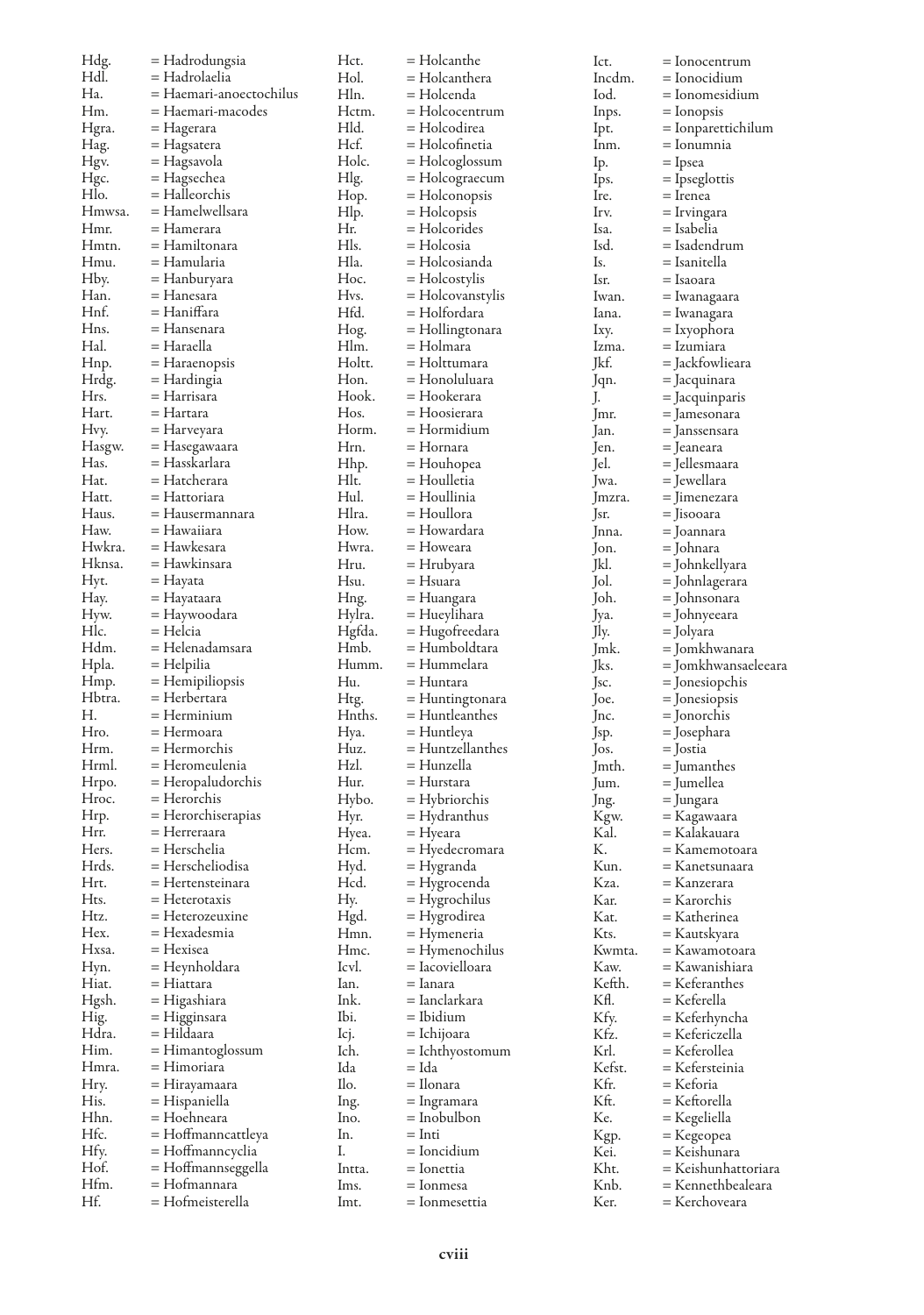Hdg. = Hadrodungsia
Hdl. = Hadrolaelia
Ha. = Haemari-anoectochilus
Hm. = Haemari-macodes
Hgra. = Hagerara
Hag. = Hagsatera
Hgv. = Hagsavola
Hgc. = Hagsechea
Hlo. = Halleorchis
Hmwsa. = Hamelwellsara
Hmr. = Hamerara
Hmtn. = Hamiltonara
Hmu. = Hamularia
Hby. = Hanburyara
Han. = Hanesara
Hnf. = Haniffara
Hns. = Hansenara
Hal. = Haraella
Hnp. = Haraenopsis
Hrdg. = Hardingia
Hrs. = Harrisara
Hart. = Hartara
Hvy. = Harveyara
Hasgw. = Hasegawaara
Has. = Hasskarlara
Hat. = Hatcherara
Hatt. = Hattoriara
Haus. = Hausermannara
Haw. = Hawaiiara
Hwkra. = Hawkesara
Hknsa. = Hawkinsara
Hyt. = Hayata
Hay. = Hayataara
Hyw. = Haywoodara
Hlc. = Helcia
Hdm. = Helenadamsara
Hpla. = Helpilia
Hmp. = Hemipiliopsis
Hbtra. = Herbertara
H. = Herminium
Hro. = Hermoara
Hrm. = Hermorchis
Hrml. = Heromeulenia
Hrpo. = Heropaludorchis
Hroc. = Herorchis
Hrp. = Herorchiserapias
Hrr. = Herreraara
Hers. = Herschelia
Hrds. = Herscheliodisa
Hrt. = Hertensteinara
Hts. = Heterotaxis
Htz. = Heterozeuxine
Hex. = Hexadesmia
Hxsa. = Hexisea
Hyn. = Heynholdara
Hiat. = Hiattara
Hgsh. = Higashiara
Hig. = Higginsara
Hdra. = Hildaara
Him. = Himantoglossum
Hmra. = Himoriara
Hry. = Hirayamaara
His. = Hispaniella
Hhn. = Hoehneara
Hfc. = Hoffmanncattleya
Hfy. = Hoffmanncyclia
Hof. = Hoffmannseggella
Hfm. = Hofmannara
Hf. = Hofmeisterella
Hct. = Holcanthe
Hol. = Holcanthera
Hln. = Holcenda
Hctm. = Holcocentrum
Hld. = Holcodirea
Hcf. = Holcofinetia
Holc. = Holcoglossum
Hlg. = Holcograecum
Hop. = Holconopsis
Hlp. = Holcopsis
Hr. = Holcorides
Hls. = Holcosia
Hla. = Holcosianda
Hoc. = Holcostylis
Hvs. = Holcovanstylis
Hfd. = Holfordara
Hog. = Hollingtonara
Hlm. = Holmara
Holtt. = Holttumara
Hon. = Honoluluara
Hook. = Hookerara
Hos. = Hoosierara
Horm. = Hormidium
Hrn. = Hornara
Hhp. = Houhopea
Hlt. = Houlletia
Hul. = Houllinia
Hlra. = Houllora
How. = Howardara
Hwra. = Howeara
Hru. = Hrubyara
Hsu. = Hsuara
Hng. = Huangara
Hylra. = Hueylihara
Hgfda. = Hugofreedara
Hmb. = Humboldtara
Humm. = Hummelara
Hu. = Huntara
Htg. = Huntingtonara
Hnths. = Huntleanthes
Hya. = Huntleya
Huz. = Huntzellanthes
Hzl. = Hunzella
Hur. = Hurstara
Hybo. = Hybriorchis
Hyr. = Hydranthus
Hyea. = Hyeara
Hcm. = Hyedecromara
Hyd. = Hygranda
Hcd. = Hygrocenda
Hy. = Hygrochilus
Hgd. = Hygrodirea
Hmn. = Hymeneria
Hmc. = Hymenochilus
Icvl. = Iacovielloara
Ian. = Ianara
Ink. = Ianclarkara
Ibi. = Ibidium
Icj. = Ichijoara
Ich. = Ichthyostomum
Ida = Ida
Ilo. = Ilonara
Ing. = Ingramara
Ino. = Inobulbon
In. = Inti
I. = Ioncidium
Intta. = Ionettia
Ims. = Ionmesa
Imt. = Ionmesettia
Ict. = Ionocentrum
Incdm. = Ionocidium
Iod. = Ionomesidium
Inps. = Ionopsis
Ipt. = Ionparettichilum
Inm. = Ionumnia
Ip. = Ipsea
Ips. = Ipseglottis
Ire. = Irenea
Irv. = Irvingara
Isa. = Isabelia
Isd. = Isadendrum
Is. = Isanitella
Isr. = Isaoara
Iwan. = Iwanagaara
Iana. = Iwanagara
Ixy. = Ixyophora
Izma. = Izumiara
Jkf. = Jackfowlieara
Jqn. = Jacquinara
J. = Jacquinparis
Jmr. = Jamesonara
Jan. = Janssensara
Jen. = Jeaneara
Jel. = Jellesmaara
Jwa. = Jewellara
Jmzra. = Jimenezara
Jsr. = Jisooara
Jnna. = Joannara
Jon. = Johnara
Jkl. = Johnkellyara
Jol. = Johnlagerara
Joh. = Johnsonara
Jya. = Johnyeeara
Jly. = Jolyara
Jmk. = Jomkhwanara
Jks. = Jomkhwansaeleeara
Jsc. = Jonesiopchis
Joe. = Jonesiopsis
Jnc. = Jonorchis
Jsp. = Josephara
Jos. = Jostia
Jmth. = Jumanthes
Jum. = Jumellea
Jng. = Jungara
Kgw. = Kagawaara
Kal. = Kalakauara
K. = Kamemotoara
Kun. = Kanetsunaara
Kza. = Kanzerara
Kar. = Karorchis
Kat. = Katherinea
Kts. = Kautskyara
Kwmta. = Kawamotoara
Kaw. = Kawanishiara
Kefth. = Keferanthes
Kfl. = Keferella
Kfy. = Keferhyncha
Kfz. = Kefericzella
Krl. = Keferollea
Kefst. = Kefersteinia
Kfr. = Keforia
Kft. = Keftorella
Ke. = Kegeliella
Kgp. = Kegeopea
Kei. = Keishunara
Kht. = Keishunhattoriara
Knb. = Kennethbealeara
Ker. = Kerchoveara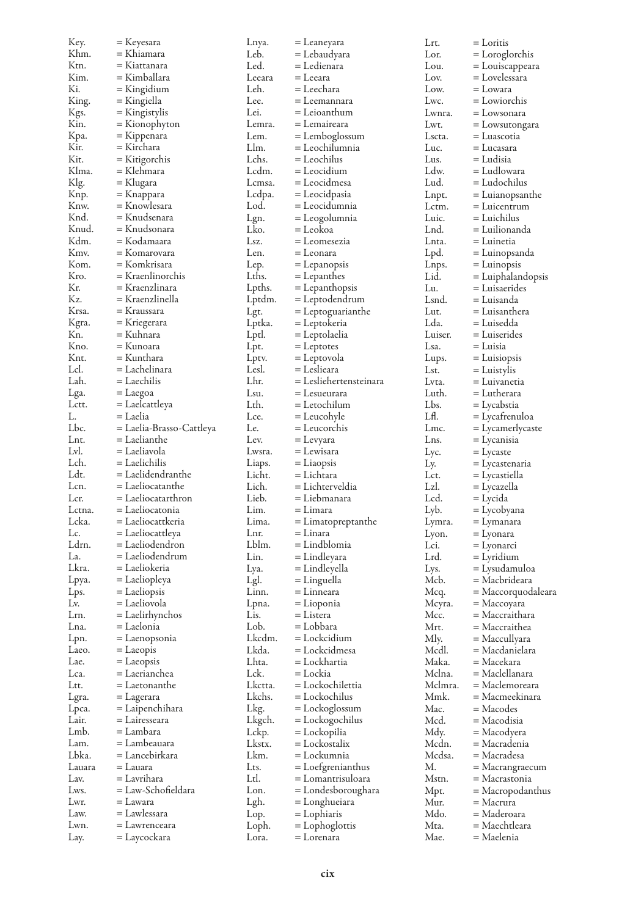Key. = Keyesara
Khm. = Khiamara
Ktn. = Kiattanara
Kim. = Kimballara
Ki. = Kingidium
King. = Kingiella
Kgs. = Kingistylis
Kin. = Kionophyton
Kpa. = Kippenara
Kir. = Kirchara
Kit. = Kitigorchis
Klma. = Klehmara
Klg. = Klugara
Knp. = Knappara
Knw. = Knowlesara
Knd. = Knudsenara
Knud. = Knudsonara
Kdm. = Kodamaara
Kmv. = Komarovara
Kom. = Komkrisara
Kro. = Kraenlinorchis
Kr. = Kraenzlinara
Kz. = Kraenzlinella
Krsa. = Kraussara
Kgra. = Kriegerara
Kn. = Kuhnara
Kno. = Kunoara
Knt. = Kunthara
Lcl. = Lachelinara
Lah. = Laechilis
Lga. = Laegoa
Lctt. = Laelcattleya
L. = Laelia
Lbc. = Laelia-Brasso-Cattleya
Lnt. = Laelianthe
Lvl. = Laeliavola
Lch. = Laelichilis
Ldt. = Laelidendranthe
Lcn. = Laeliocatanthe
Lcr. = Laeliocatarthron
Lctna. = Laeliocatonia
Lcka. = Laeliocattkeria
Lc. = Laeliocattleya
Ldrn. = Laeliodendron
La. = Laeliodendrum
Lkra. = Laeliokeria
Lpya. = Laeliopleya
Lps. = Laeliopsis
Lv. = Laeliovola
Lrn. = Laelirhynchos
Lna. = Laelonia
Lpn. = Laenopsonia
Laeo. = Laeopis
Lae. = Laeopsis
Lca. = Laerianchea
Ltt. = Laetonanthe
Lgra. = Lagerara
Lpca. = Laipenchihara
Lair. = Lairesseara
Lmb. = Lambara
Lam. = Lambeauara
Lbka. = Lancebirkara
Lauara = Lauara
Lav. = Lavrihara
Lws. = Law-Schofieldara
Lwr. = Lawara
Law. = Lawlessara
Lwn. = Lawrenceara
Lay. = Laycockara
Lnya. = Leaneyara
Leb. = Lebaudyara
Led. = Ledienara
Leeara = Leeara
Leh. = Leechara
Lee. = Leemannara
Lei. = Leioanthum
Lemra. = Lemaireara
Lem. = Lemboglossum
Llm. = Leochilumnia
Lchs. = Leochilus
Lcdm. = Leocidium
Lcmsa. = Leocidmesa
Lcdpa. = Leocidpasia
Lod. = Leocidumnia
Lgn. = Leogolumnia
Lko. = Leokoa
Lsz. = Leomesezia
Len. = Leonara
Lep. = Lepanopsis
Lths. = Lepanthes
Lpths. = Lepanthopsis
Lptdm. = Leptodendrum
Lgt. = Leptoguarianthe
Lptka. = Leptokeria
Lptl. = Leptolaelia
Lpt. = Leptotes
Lptv. = Leptovola
Lesl. = Leslieara
Lhr. = Lesliehertensteinara
Lsu. = Lesueurara
Lth. = Letochilum
Lce. = Leucohyle
Le. = Leucorchis
Lev. = Levyara
Lwsra. = Lewisara
Liaps. = Liaopsis
Licht. = Lichtara
Lich. = Lichterveldia
Lieb. = Liebmanara
Lim. = Limara
Lima. = Limatopreptanthe
Lnr. = Linara
Lblm. = Lindblomia
Lin. = Lindleyara
Lya. = Lindleyella
Lgl. = Linguella
Linn. = Linneara
Lpna. = Lioponia
Lis. = Listera
Lob. = Lobbara
Lkcdm. = Lockcidium
Lkda. = Lockcidmesa
Lhta. = Lockhartia
Lck. = Lockia
Lkctta. = Lockochilettia
Lkchs. = Lockochilus
Lkg. = Lockoglossum
Lkgch. = Lockogochilus
Lckp. = Lockopilia
Lkstx. = Lockostalix
Lkm. = Lockumnia
Lts. = Loefgrenianthus
Ltl. = Lomantrisuloara
Lon. = Londesboroughara
Lgh. = Longhueiara
Lop. = Lophiaris
Loph. = Lophoglottis
Lora. = Lorenara
Lrt. = Loritis
Lor. = Loroglorchis
Lou. = Louiscappeara
Lov. = Lovelessara
Low. = Lowara
Lwc. = Lowiorchis
Lwnra. = Lowsonara
Lwt. = Lowsutongara
Lscta. = Luascotia
Luc. = Lucasara
Lus. = Ludisia
Ldw. = Ludlowara
Lud. = Ludochilus
Lnpt. = Luianopsanthe
Lctm. = Luicentrum
Luic. = Luichilus
Lnd. = Luilionanda
Lnta. = Luinetia
Lpd. = Luinopsanda
Lnps. = Luinopsis
Lid. = Luiphalandopsis
Lu. = Luisaerides
Lsnd. = Luisanda
Lut. = Luisanthera
Lda. = Luisedda
Luiser. = Luiserides
Lsa. = Luisia
Lups. = Luisiopsis
Lst. = Luistylis
Lvta. = Luivanetia
Luth. = Lutherara
Lbs. = Lycabstia
Lfl. = Lycafrenuloa
Lmc. = Lycamerlycaste
Lns. = Lycanisia
Lyc. = Lycaste
Ly. = Lycastenaria
Lct. = Lycastiella
Lzl. = Lycazella
Lcd. = Lycida
Lyb. = Lycobyana
Lymra. = Lymanara
Lyon. = Lyonara
Lci. = Lyonarci
Lrd. = Lyridium
Lys. = Lysudamuloa
Mcb. = Macbrideara
Mcq. = Maccorquodaleara
Mcyra. = Maccoyara
Mcc. = Maccraithara
Mrt. = Maccraithea
Mly. = Maccullyara
Mcdl. = Macdanielara
Maka. = Macekara
Mclna. = Maclellanara
Mclmra. = Maclemoreara
Mmk. = Macmeekinara
Mac. = Macodes
Mcd. = Macodisia
Mdy. = Macodyera
Mcdn. = Macradenia
Mcdsa. = Macradesa
M. = Macrangraecum
Mstn. = Macrastonia
Mpt. = Macropodanthus
Mur. = Macrura
Mdo. = Maderoara
Mta. = Maechtleara
Mae. = Maelenia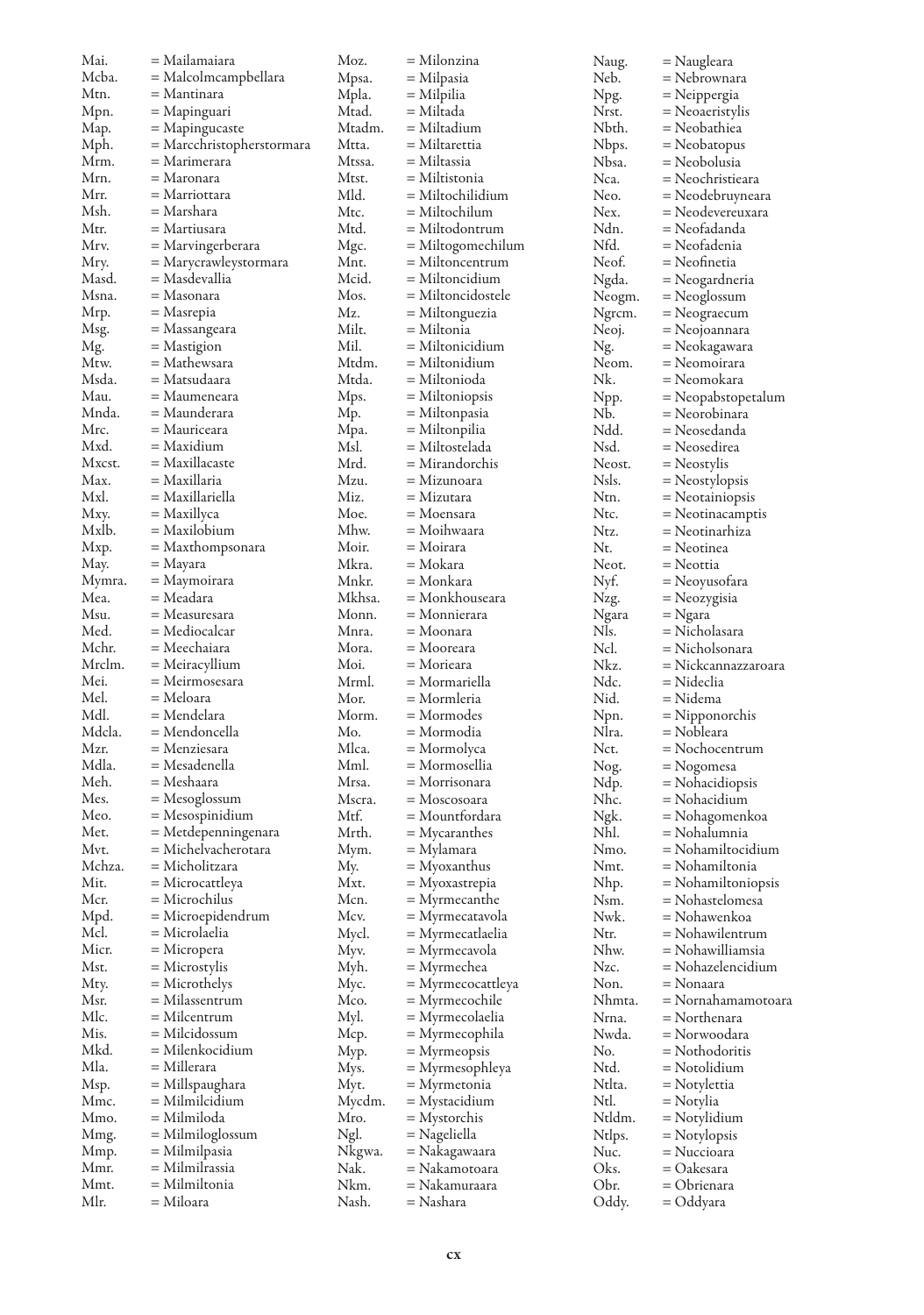Mai. = Mailamaiara
Mcba. = Malcolmcampbellara
Mtn. = Mantinara
Mpn. = Mapinguari
Map. = Mapingucaste
Mph. = Marcchristopherstormara
Mrm. = Marimerara
Mrn. = Maronara
Mrr. = Marriottara
Msh. = Marshara
Mtr. = Martiusara
Mrv. = Marvingerberara
Mry. = Marycrawleystormara
Masd. = Masdevallia
Msna. = Masonara
Mrp. = Masrepia
Msg. = Massangeara
Mg. = Mastigion
Mtw. = Mathewsara
Msda. = Matsudaara
Mau. = Maumeneara
Mnda. = Maunderara
Mrc. = Mauriceara
Mxd. = Maxidium
Mxcst. = Maxillacaste
Max. = Maxillaria
Mxl. = Maxillariella
Mxy. = Maxillyca
Mxlb. = Maxilobium
Mxp. = Maxthompsonara
May. = Mayara
Mymra. = Maymoirara
Mea. = Meadara
Msu. = Measuresara
Med. = Mediocalcar
Mchr. = Meechaiara
Mrclm. = Meiracyllium
Mei. = Meirmosesara
Mel. = Meloara
Mdl. = Mendelara
Mdcla. = Mendoncella
Mzr. = Menziesara
Mdla. = Mesadenella
Meh. = Meshaara
Mes. = Mesoglossum
Meo. = Mesospinidium
Met. = Metdepenningenara
Mvt. = Michelvacherotara
Mchza. = Micholitzara
Mit. = Microcattleya
Mcr. = Microchilus
Mpd. = Microepidendrum
Mcl. = Microlaelia
Micr. = Micropera
Mst. = Microstylis
Mty. = Microthelys
Msr. = Milassentrum
Mlc. = Milcentrum
Mis. = Milcidossum
Mkd. = Milenkocidium
Mla. = Millerara
Msp. = Millspaughara
Mmc. = Milmilcidium
Mmo. = Milmiloda
Mmg. = Milmiloglossum
Mmp. = Milmilpasia
Mmr. = Milmilrassia
Mmt. = Milmiltonia
Mlr. = Miloara
Moz. = Milonzina
Mpsa. = Milpasia
Mpla. = Milpilia
Mtad. = Miltada
Mtadm. = Miltadium
Mtta. = Miltarettia
Mtssa. = Miltassia
Mtst. = Miltistonia
Mld. = Miltochilidium
Mtc. = Miltochilum
Mtd. = Miltodontrum
Mgc. = Miltogomechilum
Mnt. = Miltoncentrum
Mcid. = Miltoncidium
Mos. = Miltoncidostele
Mz. = Miltonguezia
Milt. = Miltonia
Mil. = Miltonicidium
Mtdm. = Miltonidium
Mtda. = Miltonioda
Mps. = Miltoniopsis
Mp. = Miltonpasia
Mpa. = Miltonpilia
Msl. = Miltostelada
Mrd. = Mirandorchis
Mzu. = Mizunoara
Miz. = Mizutara
Moe. = Moensara
Mhw. = Moihwaara
Moir. = Moirara
Mkra. = Mokara
Mnkr. = Monkara
Mkhsa. = Monkhouseara
Monn. = Monnierara
Mnra. = Moonara
Mora. = Mooreara
Moi. = Morieara
Mrml. = Mormariella
Mor. = Mormleria
Morm. = Mormodes
Mo. = Mormodia
Mlca. = Mormolyca
Mml. = Mormosellia
Mrsa. = Morrisonara
Mscra. = Moscosoara
Mtf. = Mountfordara
Mrth. = Mycaranthes
Mym. = Mylamara
My. = Myoxanthus
Mxt. = Myoxastrepia
Mcn. = Myrmecanthe
Mcv. = Myrmecatavola
Mycl. = Myrmecatlaelia
Myv. = Myrmecavola
Myh. = Myrmechea
Myc. = Myrmecocattleya
Mco. = Myrmecochile
Myl. = Myrmecolaelia
Mcp. = Myrmecophila
Myp. = Myrmeopsis
Mys. = Myrmesophleya
Myt. = Myrmetonia
Mycdm. = Mystacidium
Mro. = Mystorchis
Ngl. = Nageliella
Nkgwa. = Nakagawaara
Nak. = Nakamotoara
Nkm. = Nakamuraara
Nash. = Nashara
Naug. = Naugleara
Neb. = Nebrownara
Npg. = Neippergia
Nrst. = Neoaeristylis
Nbth. = Neobathiea
Nbps. = Neobatopus
Nbsa. = Neobolusia
Nca. = Neochristieara
Neo. = Neodebruyneara
Nex. = Neodevereuxara
Ndn. = Neofadanda
Nfd. = Neofadenia
Neof. = Neofinetia
Ngda. = Neogardneria
Neogm. = Neoglossum
Ngrcm. = Neograecum
Neoj. = Neojoannara
Ng. = Neokagawara
Neom. = Neomoirara
Nk. = Neomokara
Npp. = Neopabstopetalum
Nb. = Neorobinara
Ndd. = Neosedanda
Nsd. = Neosedirea
Neost. = Neostylis
Nsls. = Neostylopsis
Ntn. = Neotainiopsis
Ntc. = Neotinacamptis
Ntz. = Neotinarhiza
Nt. = Neotinea
Neot. = Neottia
Nyf. = Neoyusofara
Nzg. = Neozygisia
Ngara = Ngara
Nls. = Nicholasara
Ncl. = Nicholsonara
Nkz. = Nickcannazzaroara
Ndc. = Nideclia
Nid. = Nidema
Npn. = Nipponorchis
Nlra. = Nobleara
Nct. = Nochocentrum
Nog. = Nogomesa
Ndp. = Nohacidiopsis
Nhc. = Nohacidium
Ngk. = Nohagomenkoa
Nhl. = Nohalumnia
Nmo. = Nohamiltocidium
Nmt. = Nohamiltonia
Nhp. = Nohamiltoniopsis
Nsm. = Nohastelomesa
Nwk. = Nohawenkoa
Ntr. = Nohawilentrum
Nhw. = Nohawilliamsia
Nzc. = Nohazelencidium
Non. = Nonaara
Nhmta. = Nornahamamotoara
Nrna. = Northenara
Nwda. = Norwoodara
No. = Nothodoritis
Ntd. = Notolidium
Ntlta. = Notylettia
Ntl. = Notylia
Ntldm. = Notylidium
Ntlps. = Notylopsis
Nuc. = Nuccioara
Oks. = Oakesara
Obr. = Obrienara
Oddy. = Oddyara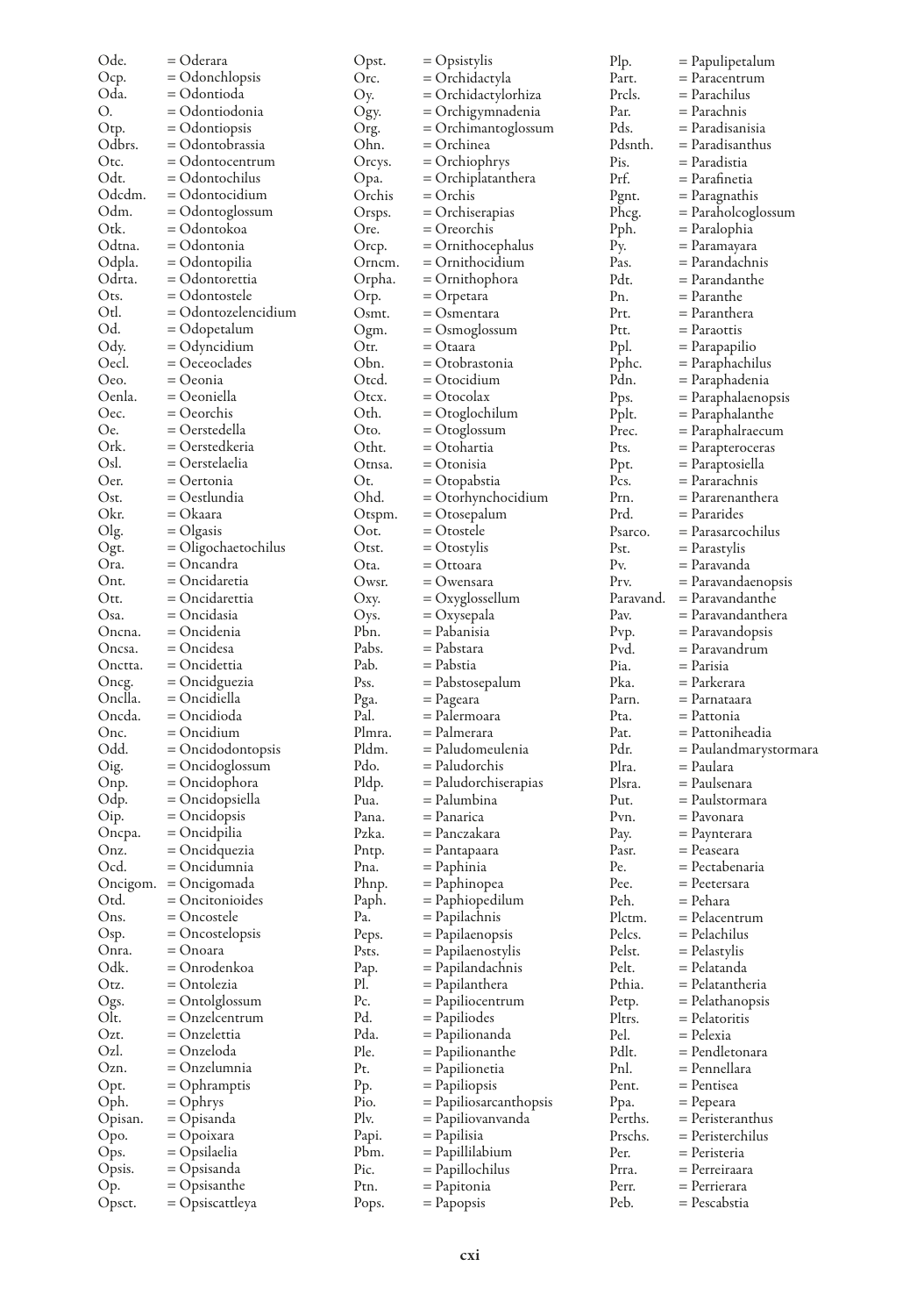Ode. = Oderara
Ocp. = Odonchlopsis
Oda. = Odontioda
O. = Odontiodonia
Otp. = Odontiopsis
Odbrs. = Odontobrassia
Otc. = Odontocentrum
Odt. = Odontochilus
Odcdm. = Odontocidium
Odm. = Odontoglossum
Otk. = Odontokoa
Odtna. = Odontonia
Odpla. = Odontopilia
Odrta. = Odontorettia
Ots. = Odontostele
Otl. = Odontozelencidium
Od. = Odopetalum
Ody. = Odyncidium
Oecl. = Oeceoclades
Oeo. = Oeonia
Oenla. = Oeoniella
Oec. = Oeorchis
Oe. = Oerstedella
Ork. = Oerstedkeria
Osl. = Oerstelaelia
Oer. = Oertonia
Ost. = Oestlundia
Okr. = Okaara
Olg. = Olgasis
Ogt. = Oligochaetochilus
Ora. = Oncandra
Ont. = Oncidaretia
Ott. = Oncidarettia
Osa. = Oncidasia
Oncna. = Oncidenia
Oncsa. = Oncidesa
Onctta. = Oncidettia
Oncg. = Oncidguezia
Onclla. = Oncidiella
Oncda. = Oncidioda
Onc. = Oncidium
Odd. = Oncidodontopsis
Oig. = Oncidoglossum
Onp. = Oncidophora
Odp. = Oncidopsiella
Oip. = Oncidopsis
Oncpa. = Oncidpilia
Onz. = Oncidquezia
Ocd. = Oncidumnia
Oncigom. = Oncigomada
Otd. = Oncitonioides
Ons. = Oncostele
Osp. = Oncostelopsis
Onra. = Onoara
Odk. = Onrodenkoa
Otz. = Ontolezia
Ogs. = Ontolglossum
Olt. = Onzelcentrum
Ozt. = Onzelettia
Ozl. = Onzeloda
Ozn. = Onzelumnia
Opt. = Ophramptis
Oph. = Ophrys
Opisan. = Opisanda
Opo. = Opoixara
Ops. = Opsilaelia
Opsis. = Opsisanda
Op. = Opsisanthe
Opsct. = Opsiscattleya
Opst. = Opsistylis
Orc. = Orchidactyla
Oy. = Orchidactylorhiza
Ogy. = Orchigymnadenia
Org. = Orchimantoglossum
Ohn. = Orchinea
Orcys. = Orchiophrys
Opa. = Orchiplatanthera
Orchis = Orchis
Orsps. = Orchiserapias
Ore. = Oreorchis
Orcp. = Ornithocephalus
Orncm. = Ornithocidium
Orpha. = Ornithophora
Orp. = Orpetara
Osmt. = Osmentara
Ogm. = Osmoglossum
Otr. = Otaara
Obn. = Otobrastonia
Otcd. = Otocidium
Otcx. = Otocolax
Oth. = Otoglochilum
Oto. = Otoglossum
Otht. = Otohartia
Otnsa. = Otonisia
Ot. = Otopabstia
Ohd. = Otorhynchocidium
Otspm. = Otosepalum
Oot. = Otostele
Otst. = Otostylis
Ota. = Ottoara
Owsr. = Owensara
Oxy. = Oxyglossellum
Oys. = Oxysepala
Pbn. = Pabanisia
Pabs. = Pabstara
Pab. = Pabstia
Pss. = Pabstosepalum
Pga. = Pageara
Pal. = Palermoara
Plmra. = Palmerara
Pldm. = Paludomeulenia
Pdo. = Paludorchis
Pldp. = Paludorchiserapias
Pua. = Palumbina
Pana. = Panarica
Pzka. = Panczakara
Pntp. = Pantapaara
Pna. = Paphinia
Phnp. = Paphinopea
Paph. = Paphiopedilum
Pa. = Papilachnis
Peps. = Papilaenopsis
Psts. = Papilaenostylis
Pap. = Papilandachnis
Pl. = Papilanthera
Pc. = Papiliocentrum
Pd. = Papiliodes
Pda. = Papilionanda
Ple. = Papilionanthe
Pt. = Papilionetia
Pp. = Papiliopsis
Pio. = Papiliosarcanthopsis
Plv. = Papiliovanvanda
Papi. = Papilisia
Pbm. = Papillilabium
Pic. = Papillochilus
Ptn. = Papitonia
Pops. = Papopsis
Plp. = Papulipetalum
Part. = Paracentrum
Prcls. = Parachilus
Par. = Parachnis
Pds. = Paradisanisia
Pdsnth. = Paradisanthus
Pis. = Paradistia
Prf. = Parafinetia
Pgnt. = Paragnathis
Phcg. = Paraholcoglossum
Pph. = Paralophia
Py. = Paramayara
Pas. = Parandachnis
Pdt. = Parandanthe
Pn. = Paranthe
Prt. = Paranthera
Ptt. = Paraottis
Ppl. = Parapapilio
Pphc. = Paraphachilus
Pdn. = Paraphadenia
Pps. = Paraphalaenopsis
Pplt. = Paraphalanthe
Prec. = Paraphalraecum
Pts. = Parapteroceras
Ppt. = Paraptosiella
Pcs. = Pararachnis
Prn. = Pararenanthera
Prd. = Pararides
Psarco. = Parasarcochilus
Pst. = Parastylis
Pv. = Paravanda
Prv. = Paravandaenopsis
Paravand. = Paravandanthe
Pav. = Paravandanthera
Pvp. = Paravandopsis
Pvd. = Paravandrum
Pia. = Parisia
Pka. = Parkerara
Parn. = Parnataara
Pta. = Pattonia
Pat. = Pattoniheadia
Pdr. = Paulandmarystormara
Plra. = Paulara
Plsra. = Paulsenara
Put. = Paulstormara
Pvn. = Pavonara
Pay. = Paynterara
Pasr. = Peaseara
Pe. = Pectabenaria
Pee. = Peetersara
Peh. = Pehara
Plctm. = Pelacentrum
Pelcs. = Pelachilus
Pelst. = Pelastylis
Pelt. = Pelatanda
Pthia. = Pelatantheria
Petp. = Pelathanopsis
Pltrs. = Pelatoritis
Pel. = Pelexia
Pdlt. = Pendletonara
Pnl. = Pennellara
Pent. = Pentisea
Ppa. = Pepeara
Perths. = Peristeranthus
Prschs. = Peristerchilus
Per. = Peristeria
Prra. = Perreiraara
Perr. = Perrierara
Peb. = Pescabstia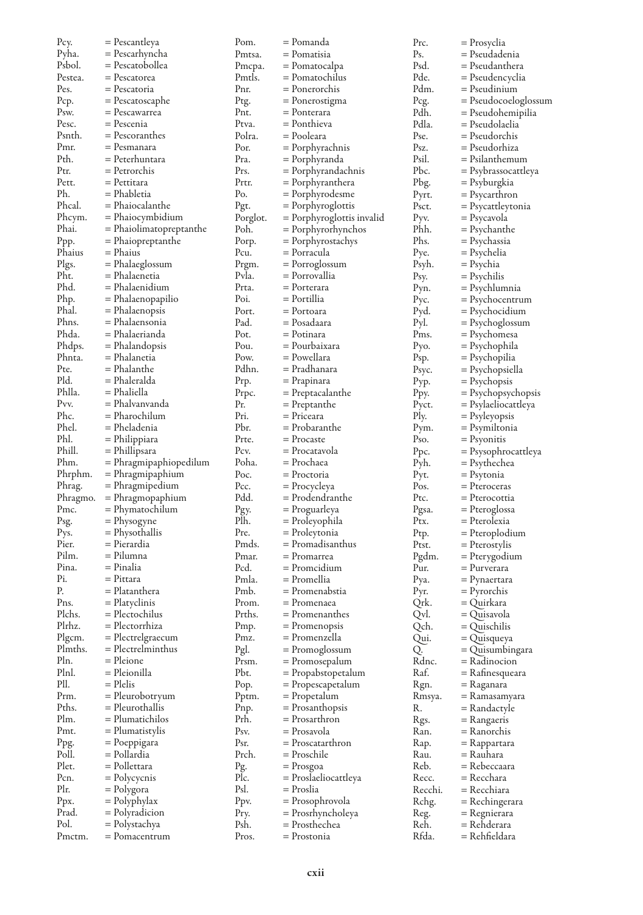Pcy. = Pescantleya
Pyha. = Pescarhyncha
Psbol. = Pescatobollea
Pestea. = Pescatorea
Pes. = Pescatoria
Pcp. = Pescatoscaphe
Psw. = Pescawarrea
Pesc. = Pescenia
Psnth. = Pescoranthes
Pmr. = Pesmanara
Pth. = Peterhuntara
Ptr. = Petrorchis
Pett. = Pettitara
Ph. = Phabletia
Phcal. = Phaiocalanthe
Phcym. = Phaiocymbidium
Phai. = Phaiolimatopreptanthe
Ppp. = Phaiopreptanthe
Phaius = Phaius
Plgs. = Phalaeglossum
Pht. = Phalaenetia
Phd. = Phalaenidium
Php. = Phalaenopapilio
Phal. = Phalaenopsis
Phns. = Phalaensonia
Phda. = Phalaerianda
Phdps. = Phalandopsis
Phnta. = Phalanetia
Pte. = Phalanthe
Pld. = Phaleralda
Phlla. = Phaliella
Pvv. = Phalvanvanda
Phc. = Pharochilum
Phel. = Pheladenia
Phl. = Philippiara
Phill. = Phillipsara
Phm. = Phragmipaphiopedilum
Phrphm. = Phragmipaphium
Phrag. = Phragmipedium
Phragmo. = Phragmopaphium
Pmc. = Phymatochilum
Psg. = Physogyne
Pys. = Physothallis
Pier. = Pierardia
Pilm. = Pilumna
Pina. = Pinalia
Pi. = Pittara
P. = Platanthera
Pns. = Platyclinis
Plchs. = Plectochilus
Plrhz. = Plectorrhiza
Plgcm. = Plectrelgraecum
Plmths. = Plectrelminthus
Pln. = Pleione
Plnl. = Pleionilla
Pll. = Plelis
Prm. = Pleurobotryum
Pths. = Pleurothallis
Plm. = Plumatichilos
Pmt. = Plumatistylis
Ppg. = Poeppigara
Poll. = Pollardia
Plet. = Pollettara
Pcn. = Polycycnis
Plr. = Polygora
Ppx. = Polyphylax
Prad. = Polyradicion
Pol. = Polystachya
Pmctm. = Pomacentrum
Pom. = Pomanda
Pmtsa. = Pomatisia
Pmcpa. = Pomatocalpa
Pmtls. = Pomatochilus
Pnr. = Ponerorchis
Ptg. = Ponerostigma
Pnt. = Ponterara
Ptva. = Ponthieva
Polra. = Pooleara
Por. = Porphyrachnis
Pra. = Porphyranda
Prs. = Porphyrandachnis
Prtr. = Porphyranthera
Po. = Porphyrodesme
Pgt. = Porphyroglottis
Porglot. = Porphyroglottis invalid
Poh. = Porphyrorhynchos
Porp. = Porphyrostachys
Pcu. = Porracula
Prgm. = Porroglossum
Pvla. = Porrovallia
Prta. = Porterara
Poi. = Portillia
Port. = Portoara
Pad. = Posadaara
Pot. = Potinara
Pou. = Pourbaixara
Pow. = Powellara
Pdhn. = Pradhanara
Prp. = Prapinara
Prpc. = Preptacalanthe
Pr. = Preptanthe
Pri. = Priceara
Pbr. = Probaranthe
Prte. = Procaste
Pcv. = Procatavola
Poha. = Prochaea
Poc. = Proctoria
Pcc. = Procycleya
Pdd. = Prodendranthe
Pgy. = Proguarleya
Plh. = Proleyophila
Pre. = Proleytonia
Pmds. = Promadisanthus
Pmar. = Promarrea
Pcd. = Promcidium
Pmla. = Promellia
Pmb. = Promenabstia
Prom. = Promenaea
Prths. = Promenanthes
Pmp. = Promenopsis
Pmz. = Promenzella
Pgl. = Promoglossum
Prsm. = Promosepalum
Pbt. = Propabstopetalum
Pop. = Propescapetalum
Pptm. = Propetalum
Pnp. = Prosanthopsis
Prh. = Prosarthron
Psv. = Prosavola
Psr. = Proscatarthron
Prch. = Proschile
Pg. = Prosgoa
Plc. = Proslaeliocattleya
Psl. = Proslia
Ppv. = Prosophrovola
Pry. = Prosrhyncholeya
Psh. = Prosthechea
Pros. = Prostonia
Prc. = Prosyclia
Ps. = Pseudadenia
Psd. = Pseudanthera
Pde. = Pseudencyclia
Pdm. = Pseudinium
Pcg. = Pseudocoeloglossum
Pdh. = Pseudohemipilia
Pdla. = Pseudolaelia
Pse. = Pseudorchis
Psz. = Pseudorhiza
Psil. = Psilanthemum
Pbc. = Psybrassocattleya
Pbg. = Psyburgkia
Pyrt. = Psycarthron
Psct. = Psycattleytonia
Pyv. = Psycavola
Phh. = Psychanthe
Phs. = Psychassia
Pye. = Psychelia
Psyh. = Psychia
Psy. = Psychilis
Pyn. = Psychlumnia
Pyc. = Psychocentrum
Pyd. = Psychocidium
Pyl. = Psychoglossum
Pms. = Psychomesa
Pyo. = Psychophila
Psp. = Psychopilia
Psyc. = Psychopsiella
Pyp. = Psychopsis
Ppy. = Psychopsychopsis
Pyct. = Psylaeliocattleya
Ply. = Psyleyopsis
Pym. = Psymiltonia
Pso. = Psyonitis
Ppc. = Psysophrocattleya
Pyh. = Psythechea
Pyt. = Psytonia
Pos. = Pteroceras
Ptc. = Pterocottia
Pgsa. = Pteroglossa
Ptx. = Pterolexia
Ptp. = Pteroplodium
Ptst. = Pterostylis
Pgdm. = Pterygodium
Pur. = Purverara
Pya. = Pynaertara
Pyr. = Pyrorchis
Qrk. = Quirkara
Qvl. = Quisavola
Qch. = Quischilis
Qui. = Quisqueya
Q. = Quisumbingara
Rdnc. = Radinocion
Raf. = Rafinesqueara
Rgn. = Raganara
Rmsya. = Ramasamyara
R. = Randactyle
Rgs. = Rangaeris
Ran. = Ranorchis
Rap. = Rappartara
Rau. = Rauhara
Reb. = Rebeccaara
Recc. = Recchara
Recchi. = Recchiara
Rchg. = Rechingerara
Reg. = Regnierara
Reh. = Rehderara
Rfda. = Rehfieldara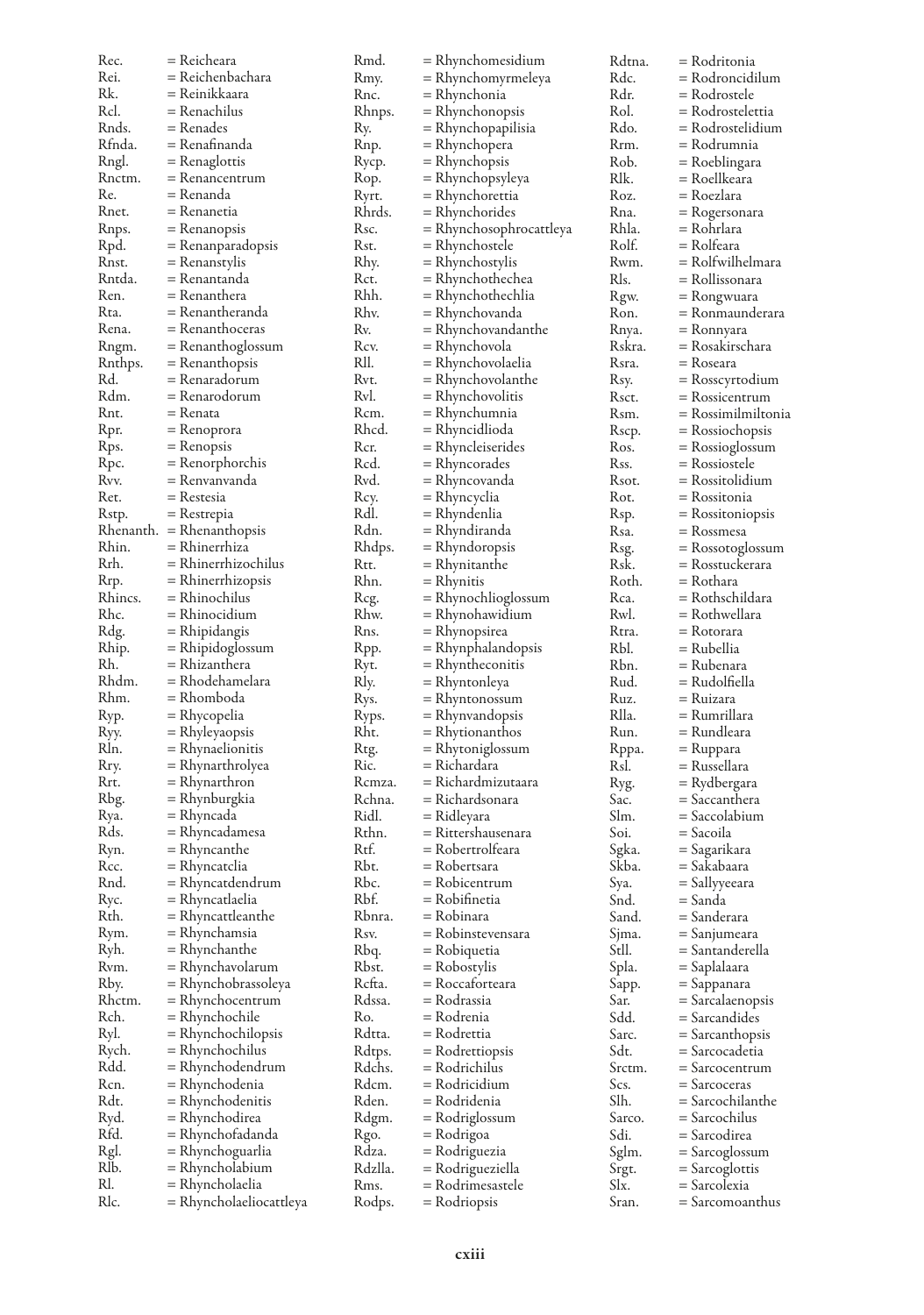Rec. = Reicheara
Rei. = Reichenbachara
Rk. = Reinikkaara
Rcl. = Renachilus
Rnds. = Renades
Rfnda. = Renafinanda
Rngl. = Renaglottis
Rnctm. = Renancentrum
Re. = Renanda
Rnet. = Renanetia
Rnps. = Renanopsis
Rpd. = Renanparadopsis
Rnst. = Renanstylis
Rntda. = Renantanda
Ren. = Renanthera
Rta. = Renantheranda
Rena. = Renanthoceras
Rngm. = Renanthoglossum
Rnthps. = Renanthopsis
Rd. = Renaradorum
Rdm. = Renarodorum
Rnt. = Renata
Rpr. = Renoprora
Rps. = Renopsis
Rpc. = Renorphorchis
Rvv. = Renvanvanda
Ret. = Restesia
Rstp. = Restrepia
Rhenanth. = Rhenanthopsis
Rhin. = Rhinerrhiza
Rrh. = Rhinerrhizochilus
Rrp. = Rhinerrhizopsis
Rhincs. = Rhinochilus
Rhc. = Rhinocidium
Rdg. = Rhipidangis
Rhip. = Rhipidoglossum
Rh. = Rhizanthera
Rhdm. = Rhodehamelara
Rhm. = Rhomboda
Ryp. = Rhycopelia
Ryy. = Rhyleyaopsis
Rln. = Rhynaelionitis
Rry. = Rhynarthrolyea
Rrt. = Rhynarthron
Rbg. = Rhynburgkia
Rya. = Rhyncada
Rds. = Rhyncadamesa
Ryn. = Rhyncanthe
Rcc. = Rhyncatclia
Rnd. = Rhyncatdendrum
Ryc. = Rhyncatlaelia
Rth. = Rhyncattleanthe
Rym. = Rhynchamsia
Ryh. = Rhynchanthe
Rvm. = Rhynchavolarum
Rby. = Rhynchobrassoleya
Rhctm. = Rhynchocentrum
Rch. = Rhynchochile
Ryl. = Rhynchochilopsis
Rych. = Rhynchochilus
Rdd. = Rhynchodendrum
Rcn. = Rhynchodenia
Rdt. = Rhynchodenitis
Ryd. = Rhynchodirea
Rfd. = Rhynchofadanda
Rgl. = Rhynchoguarlia
Rlb. = Rhyncholabium
Rl. = Rhyncholaelia
Rlc. = Rhyncholaeliocattleya
Rmd. = Rhynchomesidium
Rmy. = Rhynchomyrmeleya
Rnc. = Rhynchonia
Rhnps. = Rhynchonopsis
Ry. = Rhynchopapilisia
Rnp. = Rhynchopera
Rycp. = Rhynchopsis
Rop. = Rhynchopsyleya
Ryrt. = Rhynchorettia
Rhrds. = Rhynchorides
Rsc. = Rhynchosophrocattleya
Rst. = Rhynchostele
Rhy. = Rhynchostylis
Rct. = Rhynchothechea
Rhh. = Rhynchothechlia
Rhv. = Rhynchovanda
Rv. = Rhynchovandanthe
Rcv. = Rhynchovola
Rll. = Rhynchovolaelia
Rvt. = Rhynchovolanthe
Rvl. = Rhynchovolitis
Rcm. = Rhynchumnia
Rhcd. = Rhyncidlioda
Rcr. = Rhyncleiserides
Rcd. = Rhyncorades
Rvd. = Rhyncovanda
Rcy. = Rhyncyclia
Rdl. = Rhyndenlia
Rdn. = Rhyndiranda
Rhdps. = Rhyndoropsis
Rtt. = Rhynitanthe
Rhn. = Rhynitis
Rcg. = Rhynochlioglossum
Rhw. = Rhynohawidium
Rns. = Rhynopsirea
Rpp. = Rhynphalandopsis
Ryt. = Rhyntheconitis
Rly. = Rhyntonleya
Rys. = Rhyntonossum
Ryps. = Rhynvandopsis
Rht. = Rhytionanthos
Rtg. = Rhytoniglossum
Ric. = Richardara
Rcmza. = Richardmizutaara
Rchna. = Richardsonara
Ridl. = Ridleyara
Rthn. = Rittershausenara
Rtf. = Robertrolfeara
Rbt. = Robertsara
Rbc. = Robicentrum
Rbf. = Robifinetia
Rbnra. = Robinara
Rsv. = Robinstevensara
Rbq. = Robiquetia
Rbst. = Robostylis
Rcfta. = Roccaforteara
Rdssa. = Rodrassia
Ro. = Rodrenia
Rdtta. = Rodrettia
Rdtps. = Rodrettiopsis
Rdchs. = Rodrichilus
Rdcm. = Rodricidium
Rden. = Rodridenia
Rdgm. = Rodriglossum
Rgo. = Rodrigoa
Rdza. = Rodriguezia
Rdzlla. = Rodrigueziella
Rms. = Rodrimesastele
Rodps. = Rodriopsis
Rdtna. = Rodritonia
Rdc. = Rodroncidilum
Rdr. = Rodrostele
Rol. = Rodrostelettia
Rdo. = Rodrostelidium
Rrm. = Rodrumnia
Rob. = Roeblingara
Rlk. = Roellkeara
Roz. = Roezlara
Rna. = Rogersonara
Rhla. = Rohrlara
Rolf. = Rolfeara
Rwm. = Rolfwilhelmara
Rls. = Rollissonara
Rgw. = Rongwuara
Ron. = Ronmaunderara
Rnya. = Ronnyara
Rskra. = Rosakirschara
Rsra. = Roseara
Rsy. = Rosscyrtodium
Rsct. = Rossicentrum
Rsm. = Rossimilmiltonia
Rscp. = Rossiochopsis
Ros. = Rossioglossum
Rss. = Rossiostele
Rsot. = Rossitolidium
Rot. = Rossitonia
Rsp. = Rossitoniopsis
Rsa. = Rossmesa
Rsg. = Rossotoglossum
Rsk. = Rosstuckerara
Roth. = Rothara
Rca. = Rothschildara
Rwl. = Rothwellara
Rtra. = Rotorara
Rbl. = Rubellia
Rbn. = Rubenara
Rud. = Rudolfiella
Ruz. = Ruizara
Rlla. = Rumrillara
Run. = Rundleara
Rppa. = Ruppara
Rsl. = Russellara
Ryg. = Rydbergara
Sac. = Saccanthera
Slm. = Saccolabium
Soi. = Sacoila
Sgka. = Sagarikara
Skba. = Sakabaara
Sya. = Sallyyeeara
Snd. = Sanda
Sand. = Sanderara
Sjma. = Sanjumeara
Stll. = Santanderella
Spla. = Saplalaara
Sapp. = Sappanara
Sar. = Sarcalaenopsis
Sdd. = Sarcandides
Sarc. = Sarcanthopsis
Sdt. = Sarcocadetia
Srctm. = Sarcocentrum
Scs. = Sarcoceras
Slh. = Sarcochilanthe
Sarco. = Sarcochilus
Sdi. = Sarcodirea
Sglm. = Sarcoglossum
Srgt. = Sarcoglottis
Slx. = Sarcolexia
Sran. = Sarcomoanthus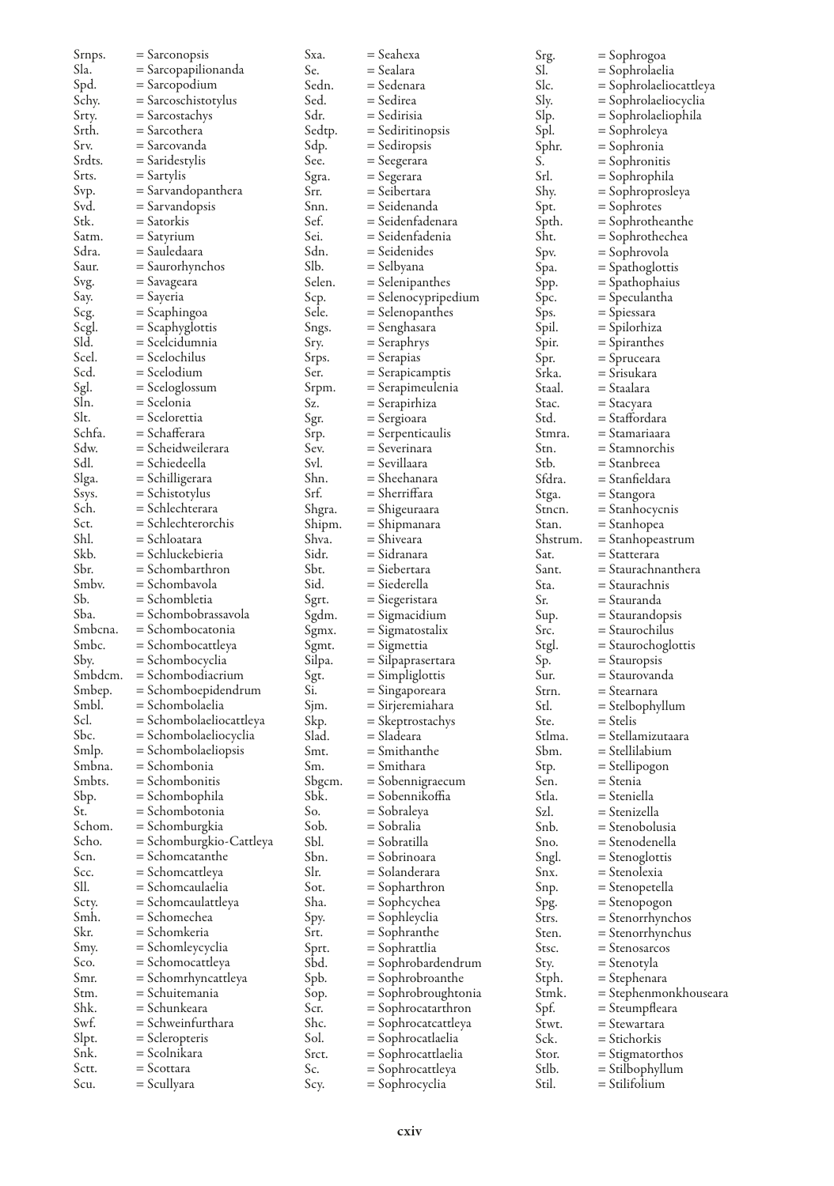Srnps. = Sarconopsis
Sla. = Sarcopapilionanda
Spd. = Sarcopodium
Schy. = Sarcoschistotylus
Srty. = Sarcostachys
Srth. = Sarcothera
Srv. = Sarcovanda
Srdts. = Saridestylis
Srts. = Sartylis
Svp. = Sarvandopanthera
Svd. = Sarvandopsis
Stk. = Satorkis
Satm. = Satyrium
Sdra. = Sauledaara
Saur. = Saurorhynchos
Svg. = Savageara
Say. = Sayeria
Scg. = Scaphingoa
Scgl. = Scaphyglottis
Sld. = Scelcidumnia
Scel. = Scelochilus
Scd. = Scelodium
Sgl. = Sceloglossum
Sln. = Scelonia
Slt. = Scelorettia
Schfa. = Schafferara
Sdw. = Scheidweilerara
Sdl. = Schiedeella
Slga. = Schilligerara
Ssys. = Schistotylus
Sch. = Schlechterara
Sct. = Schlechterorchis
Shl. = Schloatara
Skb. = Schluckebieria
Sbr. = Schombarthron
Smbv. = Schombavola
Sb. = Schombletia
Sba. = Schombobrassavola
Smbcna. = Schombocatonia
Smbc. = Schombocattleya
Sby. = Schombocyclia
Smbdcm. = Schombodiacrium
Smbep. = Schomboepidendrum
Smbl. = Schombolaelia
Scl. = Schombolaeliocattleya
Sbc. = Schombolaeliocyclia
Smlp. = Schombolaeliopsis
Smbna. = Schombonia
Smbts. = Schombonitis
Sbp. = Schombophila
St. = Schombotonia
Schom. = Schomburgkia
Scho. = Schomburgkio-Cattleya
Scn. = Schomcatanthe
Scc. = Schomcattleya
Sll. = Schomcaulaelia
Scty. = Schomcaulattleya
Smh. = Schomechea
Skr. = Schomkeria
Smy. = Schomleycyclia
Sco. = Schomocattleya
Smr. = Schomrhyncattleya
Stm. = Schuitemania
Shk. = Schunkeara
Swf. = Schweinfurthara
Slpt. = Scleropteris
Snk. = Scolnikara
Sctt. = Scottara
Scu. = Scullyara
Sxa. = Seahexa
Se. = Sealara
Sedn. = Sedenara
Sed. = Sedirea
Sdr. = Sedirisia
Sedtp. = Sediritinopsis
Sdp. = Sediropsis
See. = Seegerara
Sgra. = Segerara
Srr. = Seibertara
Snn. = Seidenanda
Sef. = Seidenfadenara
Sei. = Seidenfadenia
Sdn. = Seidenides
Slb. = Selbyana
Selen. = Selenipanthes
Scp. = Selenocypripedium
Sele. = Selenopanthes
Sngs. = Senghasara
Sry. = Seraphrys
Srps. = Serapias
Ser. = Serapicamptis
Srpm. = Serapimeulenia
Sz. = Serapirhiza
Sgr. = Sergioara
Srp. = Serpenticaulis
Sev. = Severinara
Svl. = Sevillaara
Shn. = Sheehanara
Srf. = Sherriffara
Shgra. = Shigeuraara
Shipm. = Shipmanara
Shva. = Shiveara
Sidr. = Sidranara
Sbt. = Siebertara
Sid. = Siederella
Sgrt. = Siegeristara
Sgdm. = Sigmacidium
Sgmx. = Sigmatostalix
Sgmt. = Sigmettia
Silpa. = Silpaprasertara
Sgt. = Simpliglottis
Si. = Singaporeara
Sjm. = Sirjeremiahara
Skp. = Skeptrostachys
Slad. = Sladeara
Smt. = Smithanthe
Sm. = Smithara
Sbgcm. = Sobennigraecum
Sbk. = Sobennikoffia
So. = Sobraleya
Sob. = Sobralia
Sbl. = Sobratilla
Sbn. = Sobrinoara
Slr. = Solanderara
Sot. = Sopharthron
Sha. = Sophcychea
Spy. = Sophleyclia
Srt. = Sophranthe
Sprt. = Sophrattlia
Sbd. = Sophrobardendrum
Spb. = Sophrobroanthe
Sop. = Sophrobroughtonia
Scr. = Sophrocatarthron
Shc. = Sophrocatcattleya
Sol. = Sophrocatlaelia
Srct. = Sophrocattlaelia
Sc. = Sophrocattleya
Scy. = Sophrocyclia
Srg. = Sophrogoa
Sl. = Sophrolaelia
Slc. = Sophrolaeliocattleya
Sly. = Sophrolaeliocyclia
Slp. = Sophrolaeliophila
Spl. = Sophroleya
Sphr. = Sophronia
S. = Sophronitis
Srl. = Sophrophila
Shy. = Sophroprosleya
Spt. = Sophrotes
Spth. = Sophrotheanthe
Sht. = Sophrothechea
Spv. = Sophrovola
Spa. = Spathoglottis
Spp. = Spathophaius
Spc. = Speculantha
Sps. = Spiessara
Spil. = Spilorhiza
Spir. = Spiranthes
Spr. = Spruceara
Srka. = Srisukara
Staal. = Staalara
Stac. = Stacyara
Std. = Staffordara
Stmra. = Stamariaara
Stn. = Stamnorchis
Stb. = Stanbreea
Sfdra. = Stanfieldara
Stga. = Stangora
Stncn. = Stanhocycnis
Stan. = Stanhopea
Shstrum. = Stanhopeastrum
Sat. = Statterara
Sant. = Staurachnanthera
Sta. = Staurachnis
Sr. = Stauranda
Sup. = Staurandopsis
Src. = Staurochilus
Stgl. = Staurochoglottis
Sp. = Stauropsis
Sur. = Staurovanda
Strn. = Stearnara
Stl. = Stelbophyllum
Ste. = Stelis
Stlma. = Stellamizutaara
Sbm. = Stellilabium
Stp. = Stellipogon
Sen. = Stenia
Stla. = Steniella
Szl. = Stenizella
Snb. = Stenobolusia
Sno. = Stenodenella
Sngl. = Stenoglottis
Snx. = Stenolexia
Snp. = Stenopetella
Spg. = Stenopogon
Strs. = Stenorrhynchos
Sten. = Stenorrhynchus
Stsc. = Stenosarcos
Sty. = Stenotyla
Stph. = Stephenara
Stmk. = Stephenmonkhouseara
Spf. = Steumpfleara
Stwt. = Stewartara
Sck. = Stichorkis
Stor. = Stigmatorthos
Stlb. = Stilbophyllum
Stil. = Stilifolium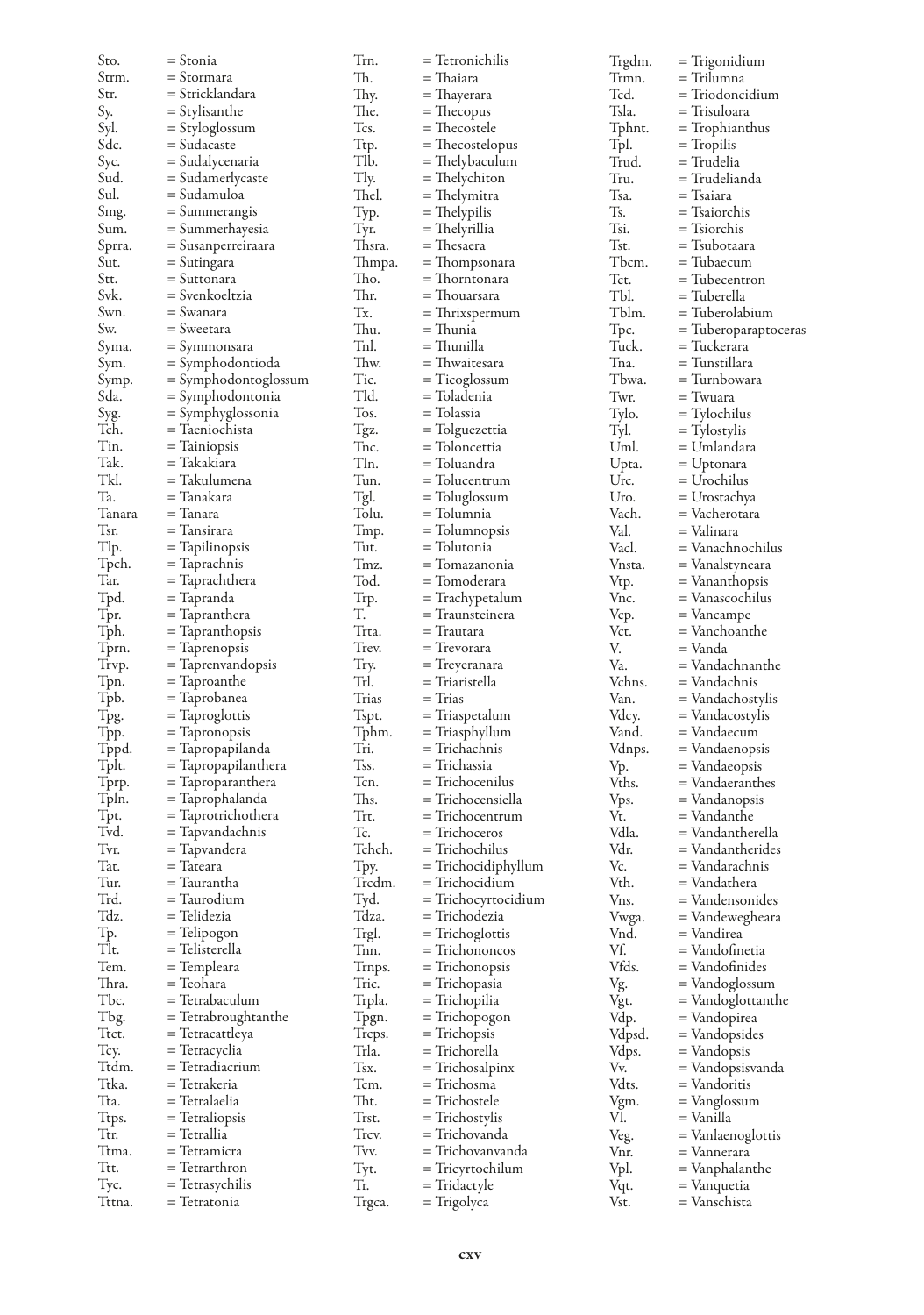Sto. = Stonia
Strm. = Stormara
Str. = Stricklandara
Sy. = Stylisanthe
Syl. = Styloglossum
Sdc. = Sudacaste
Syc. = Sudalycenaria
Sud. = Sudamerlycaste
Sul. = Sudamuloa
Smg. = Summerangis
Sum. = Summerhayesia
Sprra. = Susanperreiraara
Sut. = Sutingara
Stt. = Suttonara
Svk. = Svenkoeltzia
Swn. = Swanara
Sw. = Sweetara
Syma. = Symmonsara
Sym. = Symphodontioda
Symp. = Symphodontoglossum
Sda. = Symphodontonia
Syg. = Symphyglossonia
Tch. = Taeniochista
Tin. = Tainiopsis
Tak. = Takakiara
Tkl. = Takulumena
Ta. = Tanakara
Tanara = Tanara
Tsr. = Tansirara
Tlp. = Tapilinopsis
Tpch. = Taprachnis
Tar. = Taprachthera
Tpd. = Tapranda
Tpr. = Tapranthera
Tph. = Tapranthopsis
Tprn. = Taprenopsis
Trvp. = Taprenvandopsis
Tpn. = Taproanthe
Tpb. = Taprobanea
Tpg. = Taproglottis
Tpp. = Tapronopsis
Tppd. = Tapropapilanda
Tplt. = Tapropapilanthera
Tprp. = Tapoparanthera
Tpln. = Taprophalanda
Tpt. = Taprotrichothera
Tvd. = Tapvandachnis
Tvr. = Tapvandera
Tat. = Tateara
Tur. = Taurantha
Trd. = Taurodium
Tdz. = Telidezia
Tp. = Telipogon
Tlt. = Telisterella
Tem. = Templeara
Thra. = Teohara
Tbc. = Tetrabaculum
Tbg. = Tetrabroughtanthe
Ttct. = Tetracattleya
Tcy. = Tetracyclia
Ttdm. = Tetradiacrium
Ttka. = Tetrakeria
Tta. = Tetralaelia
Ttps. = Tetraliopsis
Ttr. = Tetrallia
Ttma. = Tetramicra
Ttt. = Tetrarthron
Tyc. = Tetrasychilis
Tttna. = Tetratonia
Trn. = Tetronichilis
Th. = Thaiara
Thy. = Thayerara
The. = Thecopus
Tcs. = Thecostele
Ttp. = Thecostelopus
Tlb. = Thelybaculum
Tly. = Thelychiton
Thel. = Thelymitra
Typ. = Thelypilis
Tyr. = Thelyrillia
Thsra. = Thesaera
Thmpa. = Thompsonara
Tho. = Thorntonara
Thr. = Thouarsara
Tx. = Thrixspermum
Thu. = Thunia
Tnl. = Thunilla
Thw. = Thwaitesara
Tic. = Ticoglossum
Tld. = Toladenia
Tos. = Tolassia
Tgz. = Tolguezettia
Tnc. = Toloncettia
Tln. = Toluandra
Tun. = Tolucentrum
Tgl. = Toluglossum
Tolu. = Tolumnia
Tmp. = Tolumnopsis
Tut. = Tolutonia
Tmz. = Tomazanonia
Tod. = Tomoderara
Trp. = Trachypetalum
T. = Traunsteinera
Trta. = Trautara
Trev. = Trevorara
Try. = Treyeranara
Trl. = Triaristella
Trias = Trias
Tspt. = Triaspetalum
Tphm. = Triasphyllum
Tri. = Trichachnis
Tss. = Trichassia
Tcn. = Trichocenilus
Ths. = Trichocensiella
Trt. = Trichocentrum
Tc. = Trichoceros
Tchch. = Trichochilus
Tpy. = Trichocidiphyllum
Trcdm. = Trichocidium
Tyd. = Trichocyrtocidium
Tdza. = Trichodezia
Trgl. = Trichoglottis
Tnn. = Trichononcos
Trnps. = Trichonopsis
Tric. = Trichopasia
Trpla. = Trichopilia
Tpgn. = Trichopogon
Trcps. = Trichopsis
Trla. = Trichorella
Tsx. = Trichosalpinx
Tcm. = Trichosma
Tht. = Trichostele
Trst. = Trichostylis
Trcv. = Trichovanda
Tvv. = Trichovanvanda
Tyt. = Tricyrtochilum
Tr. = Tridactyle
Trgca. = Trigolyca
Trgdm. = Trigonidium
Trmn. = Trilumna
Tcd. = Triodoncidium
Tsla. = Trisuloara
Tphnt. = Trophianthus
Tpl. = Tropilis
Trud. = Trudelia
Tru. = Trudelianda
Tsa. = Tsaiara
Ts. = Tsaiorchis
Tsi. = Tsiorchis
Tst. = Tsubotaara
Tbcm. = Tubaecum
Tct. = Tubecentron
Tbl. = Tuberella
Tblm. = Tuberolabium
Tpc. = Tuberoparaptoceras
Tuck. = Tuckerara
Tna. = Tunstillara
Tbwa. = Turnbowara
Twr. = Twuara
Tylo. = Tylochilus
Tyl. = Tylostylis
Uml. = Umlandara
Upta. = Uptonara
Urc. = Urochilus
Uro. = Urostachya
Vach. = Vacherotara
Val. = Valinara
Vacl. = Vanachnochilus
Vnsta. = Vanalstyneara
Vtp. = Vananthopsis
Vnc. = Vanascochilus
Vcp. = Vancampe
Vct. = Vanchoanthe
V. = Vanda
Va. = Vandachnanthe
Vchns. = Vandachnis
Van. = Vandachostylis
Vdcy. = Vandacostylis
Vand. = Vandaecum
Vdnps. = Vandaenopsis
Vp. = Vandaeopsis
Vths. = Vandaeranthes
Vps. = Vandanopsis
Vt. = Vandanthe
Vdla. = Vandantherella
Vdr. = Vandantherides
Vc. = Vandarachnis
Vth. = Vandathera
Vns. = Vandensonides
Vwga. = Vandewegheara
Vnd. = Vandirea
Vf. = Vandofinetia
Vfds. = Vandofinides
Vg. = Vandoglossum
Vgt. = Vandoglottanthe
Vdp. = Vandopirea
Vdpsd. = Vandopsides
Vdps. = Vandopsis
Vv. = Vandopsisvanda
Vdts. = Vandoritis
Vgm. = Vanglossum
Vl. = Vanilla
Veg. = Vanlaenoglottis
Vnr. = Vannerara
Vpl. = Vanphalanthe
Vqt. = Vanquetia
Vst. = Vanschista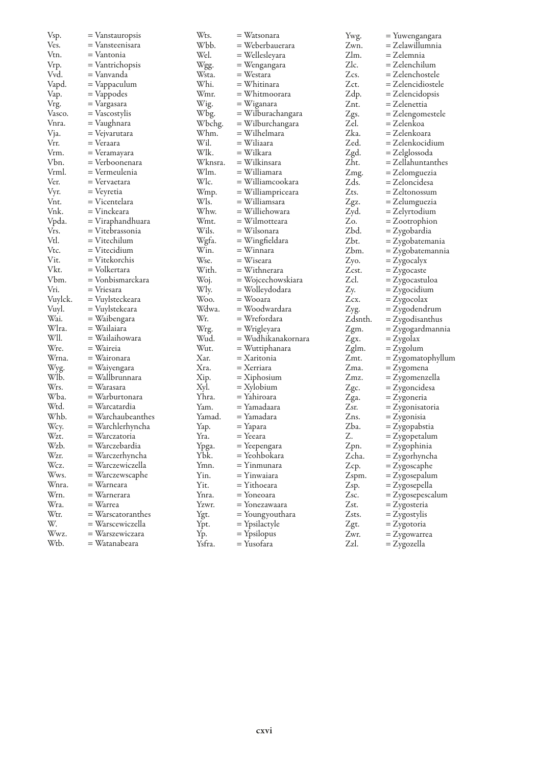Vsp. = Vanstauropsis
Ves. = Vansteenisara
Vtn. = Vantonia
Vrp. = Vantrichopsis
Vvd. = Vanvanda
Vapd. = Vappaculum
Vap. = Vappodes
Vrg. = Vargasara
Vasco. = Vascostylis
Vnra. = Vaughnara
Vja. = Vejvarutara
Vrr. = Veraara
Vrm. = Veramayara
Vbn. = Verboonenara
Vrml. = Vermeulenia
Ver. = Vervaetara
Vyr. = Veyretia
Vnt. = Vicentelara
Vnk. = Vinckeara
Vpda. = Viraphandhuara
Vrs. = Vitebrassonia
Vtl. = Vitechilum
Vtc. = Vitecidium
Vit. = Vitekorchis
Vkt. = Volkertara
Vbm. = Vonbismarckara
Vri. = Vriesara
Vuylck. = Vuylsteckeara
Vuyl. = Vuylstekeara
Wai. = Waibengara
Wlra. = Wailaiara
Wll. = Wailaihowara
Wre. = Waireia
Wrna. = Waironara
Wyg. = Waiyengara
Wlb. = Wallbrunnara
Wrs. = Warasara
Wba. = Warburtonara
Wtd. = Warcatardia
Whb. = Warchaubeanthes
Wcy. = Warchlerhyncha
Wzt. = Warczatoria
Wzb. = Warczebardia
Wzr. = Warczerhyncha
Wcz. = Warczewiczella
Wws. = Warczewscaphe
Wnra. = Warneara
Wrn. = Warnerara
Wra. = Warrea
Wtr. = Warscatoranthes
W. = Warscewiczella
Wwz. = Warszewiczara
Wtb. = Watanabeara
Wts. = Watsonara
Wbb. = Weberbauerara
Wel. = Wellesleyara
Wgg. = Wengangara
Wsta. = Westara
Whi. = Whitinara
Wmr. = Whitmoorara
Wig. = Wiganara
Wbg. = Wilburachangara
Wbchg. = Wilburchangara
Whm. = Wilhelmara
Wil. = Wiliaara
Wlk. = Wilkara
Wknsra. = Wilkinsara
Wlm. = Williamara
Wlc. = Williamcookara
Wmp. = Williampriceara
Wls. = Williamsara
Whw. = Williehowara
Wmt. = Wilmotteara
Wils. = Wilsonara
Wgfa. = Wingfieldara
Win. = Winnara
Wse. = Wiseara
With. = Withnerara
Woj. = Wojcechowskiara
Wly. = Wolleydodara
Woo. = Wooara
Wdwa. = Woodwardara
Wr. = Wrefordara
Wrg. = Wrigleyara
Wud. = Wudhikanakornara
Wut. = Wuttiphanara
Xar. = Xaritonia
Xra. = Xerriara
Xip. = Xiphosium
Xyl. = Xylobium
Yhra. = Yahiroara
Yam. = Yamadaara
Yamad. = Yamadara
Yap. = Yapara
Yra. = Yeeara
Ypga. = Yeepengara
Ybk. = Yeohbokara
Ymn. = Yinmunara
Yin. = Yinwaiara
Yit. = Yithoeara
Ynra. = Yoneoara
Yzwr. = Yonezawaara
Ygt. = Youngyouthara
Ypt. = Ypsilactyle
Yp. = Ypsilopus
Ysfra. = Yusofara
Ywg. = Yuwengangara
Zwn. = Zelawillumnia
Zlm. = Zelemnia
Zlc. = Zelenchilum
Zcs. = Zelenchostele
Zct. = Zelencidiostele
Zdp. = Zelencidopsis
Znt. = Zelenettia
Zgs. = Zelengomestele
Zel. = Zelenkoa
Zka. = Zelenkoara
Zed. = Zelenkocidium
Zgd. = Zelglossoda
Zht. = Zellahuntanthes
Zmg. = Zelomguezia
Zds. = Zeloncidesa
Zts. = Zeltonossum
Zgz. = Zelumguezia
Zyd. = Zelyrtodium
Zo. = Zootrophion
Zbd. = Zygobardia
Zbt. = Zygobatemania
Zbm. = Zygobatemannia
Zyo. = Zygocalyx
Zcst. = Zygocaste
Zcl. = Zygocastuloa
Zy. = Zygocidium
Zcx. = Zygocolax
Zyg. = Zygodendrum
Zdsnth. = Zygodisanthus
Zgm. = Zygogardmannia
Zgx. = Zygolax
Zglm. = Zygolum
Zmt. = Zygomatophyllum
Zma. = Zygomena
Zmz. = Zygomenzella
Zgc. = Zygoncidesa
Zga. = Zygoneria
Zsr. = Zygonisatoria
Zns. = Zygonisia
Zba. = Zygopabstia
Z. = Zygopetalum
Zpn. = Zygophinia
Zcha. = Zygorhyncha
Zcp. = Zygoscaphe
Zspm. = Zygosepalum
Zsp. = Zygosepella
Zsc. = Zygosepescalum
Zst. = Zygosteria
Zsts. = Zygostylis
Zgt. = Zygotoria
Zwr. = Zygowarrea
Zzl. = Zygozella